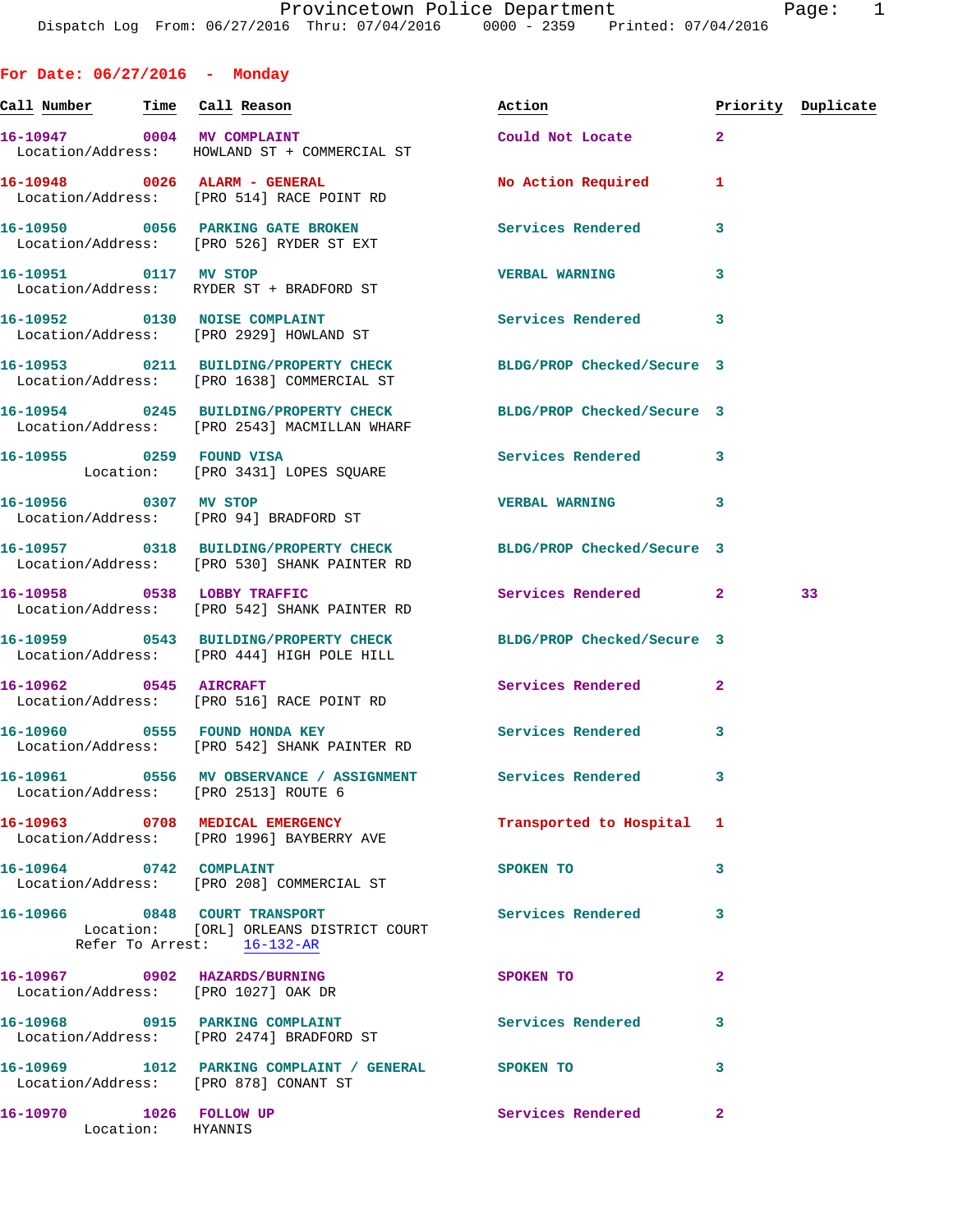Provincetown Police Department
Dispatch Log From: 06/27/2016 Thru: 07/04/2016 0000 - 2359 Printed: 07/04/2016

## For Date: 06/27/2016 - Monday

| Call Number | Time | Call Reason | Action | Priority | Duplicate |
|---|---|---|---|---|---|
| 16-10947 | 0004 | MV COMPLAINT | Could Not Locate | 2 | |
| Location/Address: | | HOWLAND ST + COMMERCIAL ST | | | |
| 16-10948 | 0026 | ALARM - GENERAL | No Action Required | 1 | |
| Location/Address: | | [PRO 514] RACE POINT RD | | | |
| 16-10950 | 0056 | PARKING GATE BROKEN | Services Rendered | 3 | |
| Location/Address: | | [PRO 526] RYDER ST EXT | | | |
| 16-10951 | 0117 | MV STOP | VERBAL WARNING | 3 | |
| Location/Address: | | RYDER ST + BRADFORD ST | | | |
| 16-10952 | 0130 | NOISE COMPLAINT | Services Rendered | 3 | |
| Location/Address: | | [PRO 2929] HOWLAND ST | | | |
| 16-10953 | 0211 | BUILDING/PROPERTY CHECK | BLDG/PROP Checked/Secure | 3 | |
| Location/Address: | | [PRO 1638] COMMERCIAL ST | | | |
| 16-10954 | 0245 | BUILDING/PROPERTY CHECK | BLDG/PROP Checked/Secure | 3 | |
| Location/Address: | | [PRO 2543] MACMILLAN WHARF | | | |
| 16-10955 | 0259 | FOUND VISA | Services Rendered | 3 | |
| Location: | | [PRO 3431] LOPES SQUARE | | | |
| 16-10956 | 0307 | MV STOP | VERBAL WARNING | 3 | |
| Location/Address: | | [PRO 94] BRADFORD ST | | | |
| 16-10957 | 0318 | BUILDING/PROPERTY CHECK | BLDG/PROP Checked/Secure | 3 | |
| Location/Address: | | [PRO 530] SHANK PAINTER RD | | | |
| 16-10958 | 0538 | LOBBY TRAFFIC | Services Rendered | 2 | 33 |
| Location/Address: | | [PRO 542] SHANK PAINTER RD | | | |
| 16-10959 | 0543 | BUILDING/PROPERTY CHECK | BLDG/PROP Checked/Secure | 3 | |
| Location/Address: | | [PRO 444] HIGH POLE HILL | | | |
| 16-10962 | 0545 | AIRCRAFT | Services Rendered | 2 | |
| Location/Address: | | [PRO 516] RACE POINT RD | | | |
| 16-10960 | 0555 | FOUND HONDA KEY | Services Rendered | 3 | |
| Location/Address: | | [PRO 542] SHANK PAINTER RD | | | |
| 16-10961 | 0556 | MV OBSERVANCE / ASSIGNMENT | Services Rendered | 3 | |
| Location/Address: | | [PRO 2513] ROUTE 6 | | | |
| 16-10963 | 0708 | MEDICAL EMERGENCY | Transported to Hospital | 1 | |
| Location/Address: | | [PRO 1996] BAYBERRY AVE | | | |
| 16-10964 | 0742 | COMPLAINT | SPOKEN TO | 3 | |
| Location/Address: | | [PRO 208] COMMERCIAL ST | | | |
| 16-10966 | 0848 | COURT TRANSPORT | Services Rendered | 3 | |
| Location: | | [ORL] ORLEANS DISTRICT COURT | | | |
| Refer To Arrest: | | 16-132-AR | | | |
| 16-10967 | 0902 | HAZARDS/BURNING | SPOKEN TO | 2 | |
| Location/Address: | | [PRO 1027] OAK DR | | | |
| 16-10968 | 0915 | PARKING COMPLAINT | Services Rendered | 3 | |
| Location/Address: | | [PRO 2474] BRADFORD ST | | | |
| 16-10969 | 1012 | PARKING COMPLAINT / GENERAL | SPOKEN TO | 3 | |
| Location/Address: | | [PRO 878] CONANT ST | | | |
| 16-10970 | 1026 | FOLLOW UP | Services Rendered | 2 | |
| Location: | | HYANNIS | | | |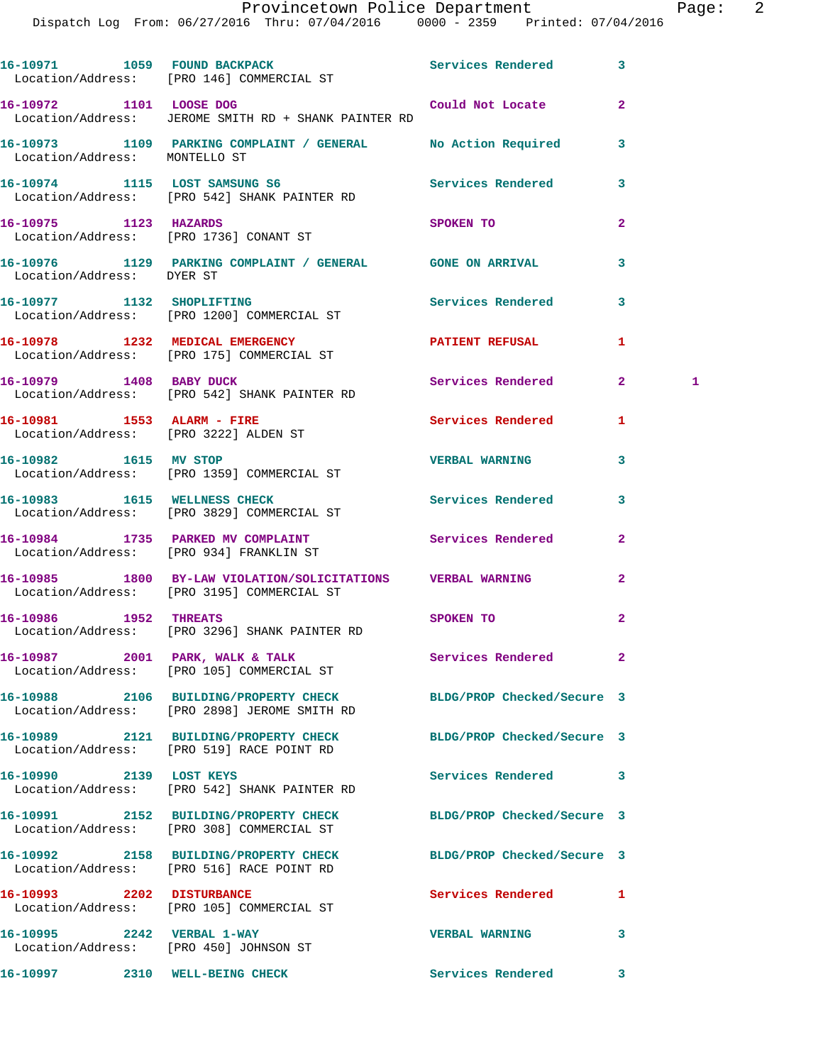| Call Number | Time | Call Reason | Action | Priority | |
|---|---|---|---|---|---|
| 16-10971 | 1059 | FOUND BACKPACK | Services Rendered | 3 | |
| Location/Address: [PRO 146] COMMERCIAL ST | | | | | |
| 16-10972 | 1101 | LOOSE DOG | Could Not Locate | 2 | |
| Location/Address: JEROME SMITH RD + SHANK PAINTER RD | | | | | |
| 16-10973 | 1109 | PARKING COMPLAINT / GENERAL | No Action Required | 3 | |
| Location/Address: MONTELLO ST | | | | | |
| 16-10974 | 1115 | LOST SAMSUNG S6 | Services Rendered | 3 | |
| Location/Address: [PRO 542] SHANK PAINTER RD | | | | | |
| 16-10975 | 1123 | HAZARDS | SPOKEN TO | 2 | |
| Location/Address: [PRO 1736] CONANT ST | | | | | |
| 16-10976 | 1129 | PARKING COMPLAINT / GENERAL | GONE ON ARRIVAL | 3 | |
| Location/Address: DYER ST | | | | | |
| 16-10977 | 1132 | SHOPLIFTING | Services Rendered | 3 | |
| Location/Address: [PRO 1200] COMMERCIAL ST | | | | | |
| 16-10978 | 1232 | MEDICAL EMERGENCY | PATIENT REFUSAL | 1 | |
| Location/Address: [PRO 175] COMMERCIAL ST | | | | | |
| 16-10979 | 1408 | BABY DUCK | Services Rendered | 2 | 1 |
| Location/Address: [PRO 542] SHANK PAINTER RD | | | | | |
| 16-10981 | 1553 | ALARM - FIRE | Services Rendered | 1 | |
| Location/Address: [PRO 3222] ALDEN ST | | | | | |
| 16-10982 | 1615 | MV STOP | VERBAL WARNING | 3 | |
| Location/Address: [PRO 1359] COMMERCIAL ST | | | | | |
| 16-10983 | 1615 | WELLNESS CHECK | Services Rendered | 3 | |
| Location/Address: [PRO 3829] COMMERCIAL ST | | | | | |
| 16-10984 | 1735 | PARKED MV COMPLAINT | Services Rendered | 2 | |
| Location/Address: [PRO 934] FRANKLIN ST | | | | | |
| 16-10985 | 1800 | BY-LAW VIOLATION/SOLICITATIONS | VERBAL WARNING | 2 | |
| Location/Address: [PRO 3195] COMMERCIAL ST | | | | | |
| 16-10986 | 1952 | THREATS | SPOKEN TO | 2 | |
| Location/Address: [PRO 3296] SHANK PAINTER RD | | | | | |
| 16-10987 | 2001 | PARK, WALK & TALK | Services Rendered | 2 | |
| Location/Address: [PRO 105] COMMERCIAL ST | | | | | |
| 16-10988 | 2106 | BUILDING/PROPERTY CHECK | BLDG/PROP Checked/Secure | 3 | |
| Location/Address: [PRO 2898] JEROME SMITH RD | | | | | |
| 16-10989 | 2121 | BUILDING/PROPERTY CHECK | BLDG/PROP Checked/Secure | 3 | |
| Location/Address: [PRO 519] RACE POINT RD | | | | | |
| 16-10990 | 2139 | LOST KEYS | Services Rendered | 3 | |
| Location/Address: [PRO 542] SHANK PAINTER RD | | | | | |
| 16-10991 | 2152 | BUILDING/PROPERTY CHECK | BLDG/PROP Checked/Secure | 3 | |
| Location/Address: [PRO 308] COMMERCIAL ST | | | | | |
| 16-10992 | 2158 | BUILDING/PROPERTY CHECK | BLDG/PROP Checked/Secure | 3 | |
| Location/Address: [PRO 516] RACE POINT RD | | | | | |
| 16-10993 | 2202 | DISTURBANCE | Services Rendered | 1 | |
| Location/Address: [PRO 105] COMMERCIAL ST | | | | | |
| 16-10995 | 2242 | VERBAL 1-WAY | VERBAL WARNING | 3 | |
| Location/Address: [PRO 450] JOHNSON ST | | | | | |
| 16-10997 | 2310 | WELL-BEING CHECK | Services Rendered | 3 | |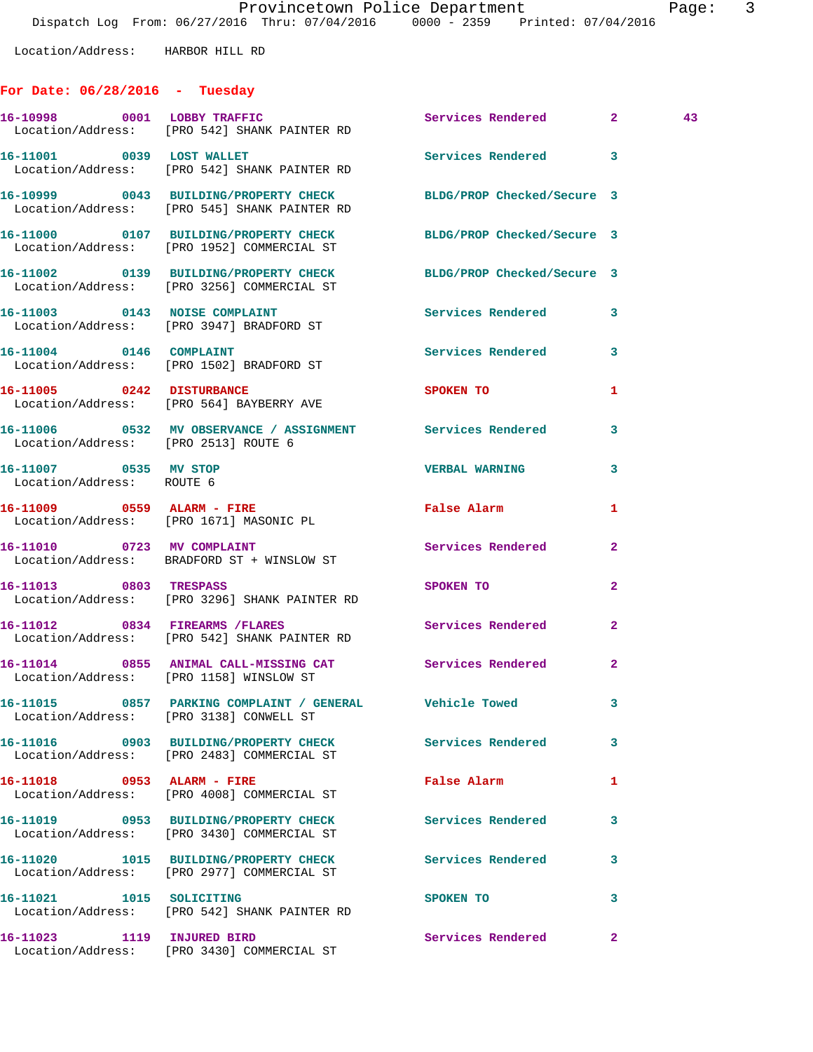Location/Address: HARBOR HILL RD

## For Date: 06/28/2016 - Tuesday

**16-10998** 0001 LOBBY TRAFFIC — Services Rendered 2 43
Location/Address: [PRO 542] SHANK PAINTER RD

**16-11001** 0039 LOST WALLET — Services Rendered 3
Location/Address: [PRO 542] SHANK PAINTER RD

**16-10999** 0043 BUILDING/PROPERTY CHECK — BLDG/PROP Checked/Secure 3
Location/Address: [PRO 545] SHANK PAINTER RD

**16-11000** 0107 BUILDING/PROPERTY CHECK — BLDG/PROP Checked/Secure 3
Location/Address: [PRO 1952] COMMERCIAL ST

**16-11002** 0139 BUILDING/PROPERTY CHECK — BLDG/PROP Checked/Secure 3
Location/Address: [PRO 3256] COMMERCIAL ST

**16-11003** 0143 NOISE COMPLAINT — Services Rendered 3
Location/Address: [PRO 3947] BRADFORD ST

**16-11004** 0146 COMPLAINT — Services Rendered 3
Location/Address: [PRO 1502] BRADFORD ST

**16-11005** 0242 DISTURBANCE — SPOKEN TO 1
Location/Address: [PRO 564] BAYBERRY AVE

**16-11006** 0532 MV OBSERVANCE / ASSIGNMENT — Services Rendered 3
Location/Address: [PRO 2513] ROUTE 6

**16-11007** 0535 MV STOP — VERBAL WARNING 3
Location/Address: ROUTE 6

**16-11009** 0559 ALARM - FIRE — False Alarm 1
Location/Address: [PRO 1671] MASONIC PL

**16-11010** 0723 MV COMPLAINT — Services Rendered 2
Location/Address: BRADFORD ST + WINSLOW ST

**16-11013** 0803 TRESPASS — SPOKEN TO 2
Location/Address: [PRO 3296] SHANK PAINTER RD

**16-11012** 0834 FIREARMS /FLARES — Services Rendered 2
Location/Address: [PRO 542] SHANK PAINTER RD

**16-11014** 0855 ANIMAL CALL-MISSING CAT — Services Rendered 2
Location/Address: [PRO 1158] WINSLOW ST

**16-11015** 0857 PARKING COMPLAINT / GENERAL — Vehicle Towed 3
Location/Address: [PRO 3138] CONWELL ST

**16-11016** 0903 BUILDING/PROPERTY CHECK — Services Rendered 3
Location/Address: [PRO 2483] COMMERCIAL ST

**16-11018** 0953 ALARM - FIRE — False Alarm 1
Location/Address: [PRO 4008] COMMERCIAL ST

**16-11019** 0953 BUILDING/PROPERTY CHECK — Services Rendered 3
Location/Address: [PRO 3430] COMMERCIAL ST

**16-11020** 1015 BUILDING/PROPERTY CHECK — Services Rendered 3
Location/Address: [PRO 2977] COMMERCIAL ST

**16-11021** 1015 SOLICITING — SPOKEN TO 3
Location/Address: [PRO 542] SHANK PAINTER RD

**16-11023** 1119 INJURED BIRD — Services Rendered 2
Location/Address: [PRO 3430] COMMERCIAL ST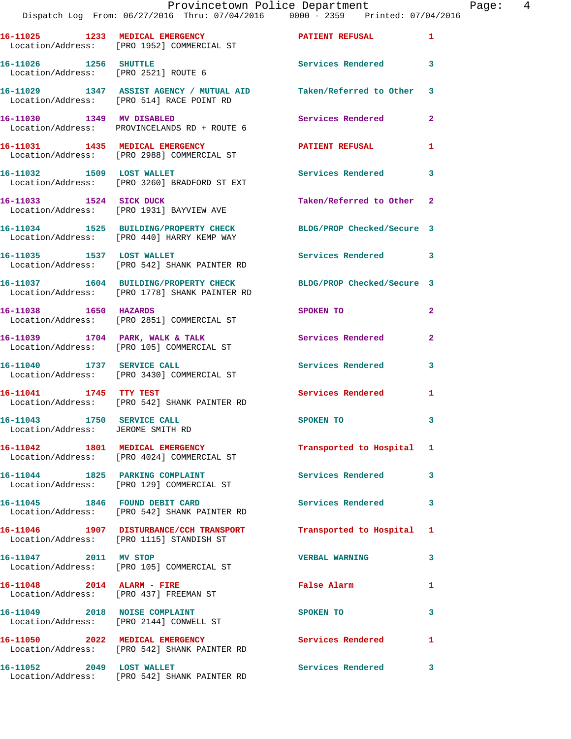16-11025 1233 MEDICAL EMERGENCY PATIENT REFUSAL 1
Location/Address: [PRO 1952] COMMERCIAL ST

16-11026 1256 SHUTTLE Services Rendered 3
Location/Address: [PRO 2521] ROUTE 6

16-11029 1347 ASSIST AGENCY / MUTUAL AID Taken/Referred to Other 3
Location/Address: [PRO 514] RACE POINT RD

16-11030 1349 MV DISABLED Services Rendered 2
Location/Address: PROVINCELANDS RD + ROUTE 6

16-11031 1435 MEDICAL EMERGENCY PATIENT REFUSAL 1
Location/Address: [PRO 2988] COMMERCIAL ST

16-11032 1509 LOST WALLET Services Rendered 3
Location/Address: [PRO 3260] BRADFORD ST EXT

16-11033 1524 SICK DUCK Taken/Referred to Other 2
Location/Address: [PRO 1931] BAYVIEW AVE

16-11034 1525 BUILDING/PROPERTY CHECK BLDG/PROP Checked/Secure 3
Location/Address: [PRO 440] HARRY KEMP WAY

16-11035 1537 LOST WALLET Services Rendered 3
Location/Address: [PRO 542] SHANK PAINTER RD

16-11037 1604 BUILDING/PROPERTY CHECK BLDG/PROP Checked/Secure 3
Location/Address: [PRO 1778] SHANK PAINTER RD

16-11038 1650 HAZARDS SPOKEN TO 2
Location/Address: [PRO 2851] COMMERCIAL ST

16-11039 1704 PARK, WALK & TALK Services Rendered 2
Location/Address: [PRO 105] COMMERCIAL ST

16-11040 1737 SERVICE CALL Services Rendered 3
Location/Address: [PRO 3430] COMMERCIAL ST

16-11041 1745 TTY TEST Services Rendered 1
Location/Address: [PRO 542] SHANK PAINTER RD

16-11043 1750 SERVICE CALL SPOKEN TO 3
Location/Address: JEROME SMITH RD

16-11042 1801 MEDICAL EMERGENCY Transported to Hospital 1
Location/Address: [PRO 4024] COMMERCIAL ST

16-11044 1825 PARKING COMPLAINT Services Rendered 3
Location/Address: [PRO 129] COMMERCIAL ST

16-11045 1846 FOUND DEBIT CARD Services Rendered 3
Location/Address: [PRO 542] SHANK PAINTER RD

16-11046 1907 DISTURBANCE/CCH TRANSPORT Transported to Hospital 1
Location/Address: [PRO 1115] STANDISH ST

16-11047 2011 MV STOP VERBAL WARNING 3
Location/Address: [PRO 105] COMMERCIAL ST

16-11048 2014 ALARM - FIRE False Alarm 1
Location/Address: [PRO 437] FREEMAN ST

16-11049 2018 NOISE COMPLAINT SPOKEN TO 3
Location/Address: [PRO 2144] CONWELL ST

16-11050 2022 MEDICAL EMERGENCY Services Rendered 1
Location/Address: [PRO 542] SHANK PAINTER RD

16-11052 2049 LOST WALLET Services Rendered 3
Location/Address: [PRO 542] SHANK PAINTER RD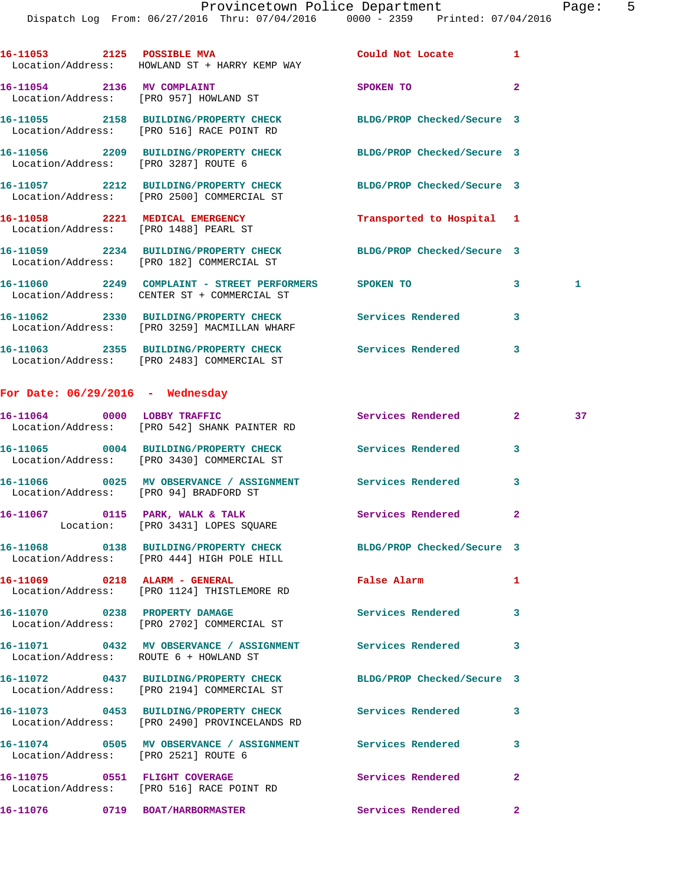16-11053 2125 **POSSIBLE MVA** Could Not Locate 1
Location/Address: HOWLAND ST + HARRY KEMP WAY

16-11054 2136 **MV COMPLAINT** SPOKEN TO 2
Location/Address: [PRO 957] HOWLAND ST

16-11055 2158 **BUILDING/PROPERTY CHECK** BLDG/PROP Checked/Secure 3
Location/Address: [PRO 516] RACE POINT RD

16-11056 2209 **BUILDING/PROPERTY CHECK** BLDG/PROP Checked/Secure 3
Location/Address: [PRO 3287] ROUTE 6

16-11057 2212 **BUILDING/PROPERTY CHECK** BLDG/PROP Checked/Secure 3
Location/Address: [PRO 2500] COMMERCIAL ST

16-11058 2221 **MEDICAL EMERGENCY** Transported to Hospital 1
Location/Address: [PRO 1488] PEARL ST

16-11059 2234 **BUILDING/PROPERTY CHECK** BLDG/PROP Checked/Secure 3
Location/Address: [PRO 182] COMMERCIAL ST

16-11060 2249 **COMPLAINT - STREET PERFORMERS** SPOKEN TO 3 1
Location/Address: CENTER ST + COMMERCIAL ST

16-11062 2330 **BUILDING/PROPERTY CHECK** Services Rendered 3
Location/Address: [PRO 3259] MACMILLAN WHARF

16-11063 2355 **BUILDING/PROPERTY CHECK** Services Rendered 3
Location/Address: [PRO 2483] COMMERCIAL ST

## For Date: 06/29/2016 - Wednesday

16-11064 0000 **LOBBY TRAFFIC** Services Rendered 2 37
Location/Address: [PRO 542] SHANK PAINTER RD

16-11065 0004 **BUILDING/PROPERTY CHECK** Services Rendered 3
Location/Address: [PRO 3430] COMMERCIAL ST

16-11066 0025 **MV OBSERVANCE / ASSIGNMENT** Services Rendered 3
Location/Address: [PRO 94] BRADFORD ST

16-11067 0115 **PARK, WALK & TALK** Services Rendered 2
Location: [PRO 3431] LOPES SQUARE

16-11068 0138 **BUILDING/PROPERTY CHECK** BLDG/PROP Checked/Secure 3
Location/Address: [PRO 444] HIGH POLE HILL

16-11069 0218 **ALARM - GENERAL** False Alarm 1
Location/Address: [PRO 1124] THISTLEMORE RD

16-11070 0238 **PROPERTY DAMAGE** Services Rendered 3
Location/Address: [PRO 2702] COMMERCIAL ST

16-11071 0432 **MV OBSERVANCE / ASSIGNMENT** Services Rendered 3
Location/Address: ROUTE 6 + HOWLAND ST

16-11072 0437 **BUILDING/PROPERTY CHECK** BLDG/PROP Checked/Secure 3
Location/Address: [PRO 2194] COMMERCIAL ST

16-11073 0453 **BUILDING/PROPERTY CHECK** Services Rendered 3
Location/Address: [PRO 2490] PROVINCELANDS RD

16-11074 0505 **MV OBSERVANCE / ASSIGNMENT** Services Rendered 3
Location/Address: [PRO 2521] ROUTE 6

16-11075 0551 **FLIGHT COVERAGE** Services Rendered 2
Location/Address: [PRO 516] RACE POINT RD

16-11076 0719 **BOAT/HARBORMASTER** Services Rendered 2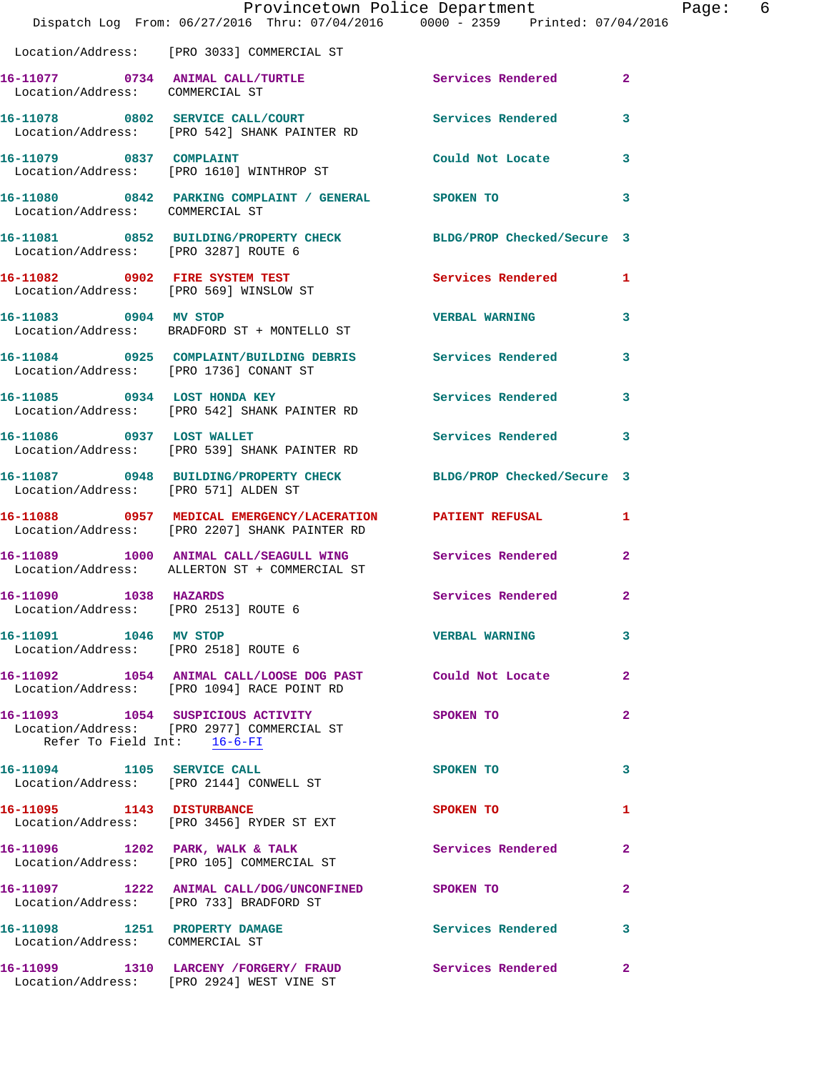Location/Address: [PRO 3033] COMMERCIAL ST

| Call Number | Time | Call Reason | Action | Priority |
|---|---|---|---|---|
| 16-11077 | 0734 | ANIMAL CALL/TURTLE | Services Rendered | 2 |
| | | Location/Address: COMMERCIAL ST | | |
| 16-11078 | 0802 | SERVICE CALL/COURT | Services Rendered | 3 |
| | | Location/Address: [PRO 542] SHANK PAINTER RD | | |
| 16-11079 | 0837 | COMPLAINT | Could Not Locate | 3 |
| | | Location/Address: [PRO 1610] WINTHROP ST | | |
| 16-11080 | 0842 | PARKING COMPLAINT / GENERAL | SPOKEN TO | 3 |
| | | Location/Address: COMMERCIAL ST | | |
| 16-11081 | 0852 | BUILDING/PROPERTY CHECK | BLDG/PROP Checked/Secure | 3 |
| | | Location/Address: [PRO 3287] ROUTE 6 | | |
| 16-11082 | 0902 | FIRE SYSTEM TEST | Services Rendered | 1 |
| | | Location/Address: [PRO 569] WINSLOW ST | | |
| 16-11083 | 0904 | MV STOP | VERBAL WARNING | 3 |
| | | Location/Address: BRADFORD ST + MONTELLO ST | | |
| 16-11084 | 0925 | COMPLAINT/BUILDING DEBRIS | Services Rendered | 3 |
| | | Location/Address: [PRO 1736] CONANT ST | | |
| 16-11085 | 0934 | LOST HONDA KEY | Services Rendered | 3 |
| | | Location/Address: [PRO 542] SHANK PAINTER RD | | |
| 16-11086 | 0937 | LOST WALLET | Services Rendered | 3 |
| | | Location/Address: [PRO 539] SHANK PAINTER RD | | |
| 16-11087 | 0948 | BUILDING/PROPERTY CHECK | BLDG/PROP Checked/Secure | 3 |
| | | Location/Address: [PRO 571] ALDEN ST | | |
| 16-11088 | 0957 | MEDICAL EMERGENCY/LACERATION | PATIENT REFUSAL | 1 |
| | | Location/Address: [PRO 2207] SHANK PAINTER RD | | |
| 16-11089 | 1000 | ANIMAL CALL/SEAGULL WING | Services Rendered | 2 |
| | | Location/Address: ALLERTON ST + COMMERCIAL ST | | |
| 16-11090 | 1038 | HAZARDS | Services Rendered | 2 |
| | | Location/Address: [PRO 2513] ROUTE 6 | | |
| 16-11091 | 1046 | MV STOP | VERBAL WARNING | 3 |
| | | Location/Address: [PRO 2518] ROUTE 6 | | |
| 16-11092 | 1054 | ANIMAL CALL/LOOSE DOG PAST | Could Not Locate | 2 |
| | | Location/Address: [PRO 1094] RACE POINT RD | | |
| 16-11093 | 1054 | SUSPICIOUS ACTIVITY | SPOKEN TO | 2 |
| | | Location/Address: [PRO 2977] COMMERCIAL ST; Refer To Field Int: 16-6-FI | | |
| 16-11094 | 1105 | SERVICE CALL | SPOKEN TO | 3 |
| | | Location/Address: [PRO 2144] CONWELL ST | | |
| 16-11095 | 1143 | DISTURBANCE | SPOKEN TO | 1 |
| | | Location/Address: [PRO 3456] RYDER ST EXT | | |
| 16-11096 | 1202 | PARK, WALK & TALK | Services Rendered | 2 |
| | | Location/Address: [PRO 105] COMMERCIAL ST | | |
| 16-11097 | 1222 | ANIMAL CALL/DOG/UNCONFINED | SPOKEN TO | 2 |
| | | Location/Address: [PRO 733] BRADFORD ST | | |
| 16-11098 | 1251 | PROPERTY DAMAGE | Services Rendered | 3 |
| | | Location/Address: COMMERCIAL ST | | |
| 16-11099 | 1310 | LARCENY /FORGERY/ FRAUD | Services Rendered | 2 |
| | | Location/Address: [PRO 2924] WEST VINE ST | | |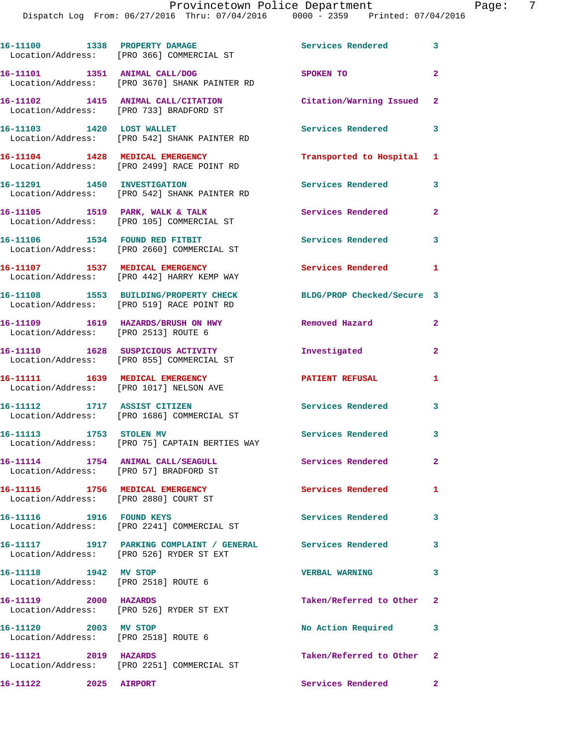| Call Number | Time | Call Reason | Action | Priority |
|---|---|---|---|---|
| 16-11100 | 1338 | PROPERTY DAMAGE | Services Rendered | 3 |
| Location/Address: [PRO 366] COMMERCIAL ST | | | | |
| 16-11101 | 1351 | ANIMAL CALL/DOG | SPOKEN TO | 2 |
| Location/Address: [PRO 3670] SHANK PAINTER RD | | | | |
| 16-11102 | 1415 | ANIMAL CALL/CITATION | Citation/Warning Issued | 2 |
| Location/Address: [PRO 733] BRADFORD ST | | | | |
| 16-11103 | 1420 | LOST WALLET | Services Rendered | 3 |
| Location/Address: [PRO 542] SHANK PAINTER RD | | | | |
| 16-11104 | 1428 | MEDICAL EMERGENCY | Transported to Hospital | 1 |
| Location/Address: [PRO 2499] RACE POINT RD | | | | |
| 16-11291 | 1450 | INVESTIGATION | Services Rendered | 3 |
| Location/Address: [PRO 542] SHANK PAINTER RD | | | | |
| 16-11105 | 1519 | PARK, WALK & TALK | Services Rendered | 2 |
| Location/Address: [PRO 105] COMMERCIAL ST | | | | |
| 16-11106 | 1534 | FOUND RED FITBIT | Services Rendered | 3 |
| Location/Address: [PRO 2660] COMMERCIAL ST | | | | |
| 16-11107 | 1537 | MEDICAL EMERGENCY | Services Rendered | 1 |
| Location/Address: [PRO 442] HARRY KEMP WAY | | | | |
| 16-11108 | 1553 | BUILDING/PROPERTY CHECK | BLDG/PROP Checked/Secure | 3 |
| Location/Address: [PRO 519] RACE POINT RD | | | | |
| 16-11109 | 1619 | HAZARDS/BRUSH ON HWY | Removed Hazard | 2 |
| Location/Address: [PRO 2513] ROUTE 6 | | | | |
| 16-11110 | 1628 | SUSPICIOUS ACTIVITY | Investigated | 2 |
| Location/Address: [PRO 855] COMMERCIAL ST | | | | |
| 16-11111 | 1639 | MEDICAL EMERGENCY | PATIENT REFUSAL | 1 |
| Location/Address: [PRO 1017] NELSON AVE | | | | |
| 16-11112 | 1717 | ASSIST CITIZEN | Services Rendered | 3 |
| Location/Address: [PRO 1686] COMMERCIAL ST | | | | |
| 16-11113 | 1753 | STOLEN MV | Services Rendered | 3 |
| Location/Address: [PRO 75] CAPTAIN BERTIES WAY | | | | |
| 16-11114 | 1754 | ANIMAL CALL/SEAGULL | Services Rendered | 2 |
| Location/Address: [PRO 57] BRADFORD ST | | | | |
| 16-11115 | 1756 | MEDICAL EMERGENCY | Services Rendered | 1 |
| Location/Address: [PRO 2880] COURT ST | | | | |
| 16-11116 | 1916 | FOUND KEYS | Services Rendered | 3 |
| Location/Address: [PRO 2241] COMMERCIAL ST | | | | |
| 16-11117 | 1917 | PARKING COMPLAINT / GENERAL | Services Rendered | 3 |
| Location/Address: [PRO 526] RYDER ST EXT | | | | |
| 16-11118 | 1942 | MV STOP | VERBAL WARNING | 3 |
| Location/Address: [PRO 2518] ROUTE 6 | | | | |
| 16-11119 | 2000 | HAZARDS | Taken/Referred to Other | 2 |
| Location/Address: [PRO 526] RYDER ST EXT | | | | |
| 16-11120 | 2003 | MV STOP | No Action Required | 3 |
| Location/Address: [PRO 2518] ROUTE 6 | | | | |
| 16-11121 | 2019 | HAZARDS | Taken/Referred to Other | 2 |
| Location/Address: [PRO 2251] COMMERCIAL ST | | | | |
| 16-11122 | 2025 | AIRPORT | Services Rendered | 2 |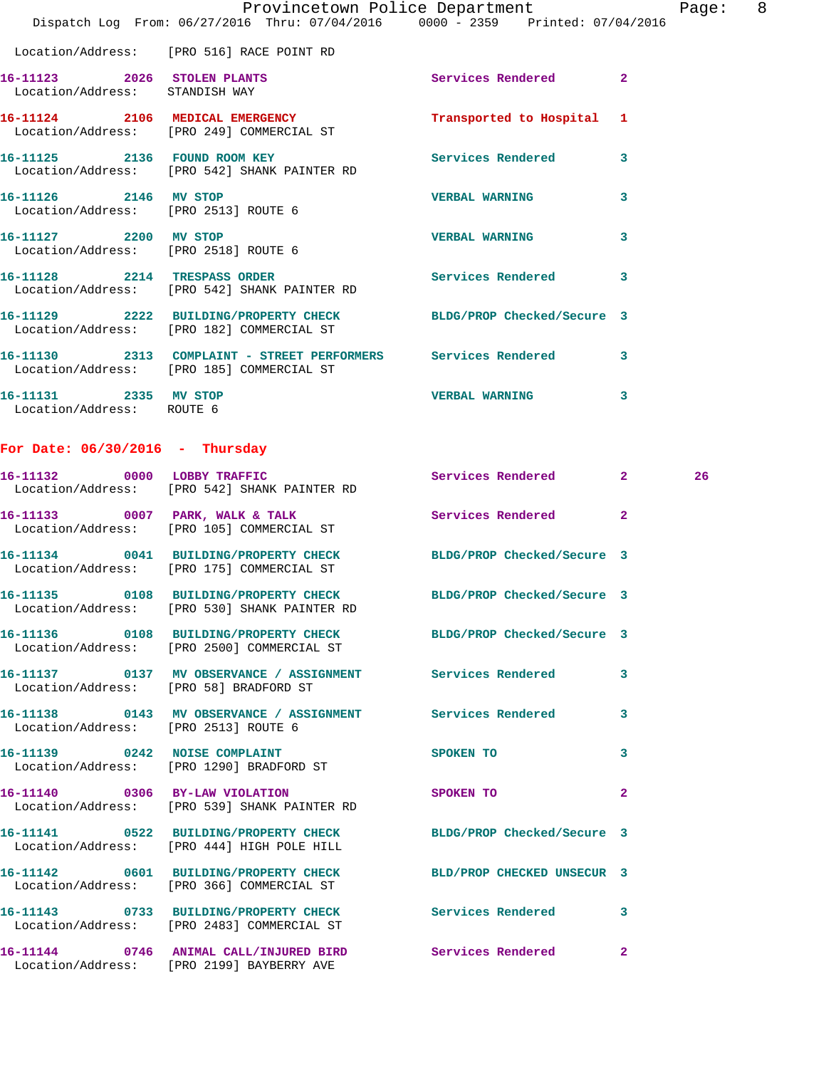Location/Address: [PRO 516] RACE POINT RD

**16-11123** 2026 STOLEN PLANTS Services Rendered 2
Location/Address: STANDISH WAY

**16-11124** 2106 MEDICAL EMERGENCY Transported to Hospital 1
Location/Address: [PRO 249] COMMERCIAL ST

**16-11125** 2136 FOUND ROOM KEY Services Rendered 3
Location/Address: [PRO 542] SHANK PAINTER RD

**16-11126** 2146 MV STOP VERBAL WARNING 3
Location/Address: [PRO 2513] ROUTE 6

**16-11127** 2200 MV STOP VERBAL WARNING 3
Location/Address: [PRO 2518] ROUTE 6

**16-11128** 2214 TRESPASS ORDER Services Rendered 3
Location/Address: [PRO 542] SHANK PAINTER RD

**16-11129** 2222 BUILDING/PROPERTY CHECK BLDG/PROP Checked/Secure 3
Location/Address: [PRO 182] COMMERCIAL ST

**16-11130** 2313 COMPLAINT - STREET PERFORMERS Services Rendered 3
Location/Address: [PRO 185] COMMERCIAL ST

**16-11131** 2335 MV STOP VERBAL WARNING 3
Location/Address: ROUTE 6

## For Date: 06/30/2016 - Thursday

**16-11132** 0000 LOBBY TRAFFIC Services Rendered 2 26
Location/Address: [PRO 542] SHANK PAINTER RD

**16-11133** 0007 PARK, WALK & TALK Services Rendered 2
Location/Address: [PRO 105] COMMERCIAL ST

**16-11134** 0041 BUILDING/PROPERTY CHECK BLDG/PROP Checked/Secure 3
Location/Address: [PRO 175] COMMERCIAL ST

**16-11135** 0108 BUILDING/PROPERTY CHECK BLDG/PROP Checked/Secure 3
Location/Address: [PRO 530] SHANK PAINTER RD

**16-11136** 0108 BUILDING/PROPERTY CHECK BLDG/PROP Checked/Secure 3
Location/Address: [PRO 2500] COMMERCIAL ST

**16-11137** 0137 MV OBSERVANCE / ASSIGNMENT Services Rendered 3
Location/Address: [PRO 58] BRADFORD ST

**16-11138** 0143 MV OBSERVANCE / ASSIGNMENT Services Rendered 3
Location/Address: [PRO 2513] ROUTE 6

**16-11139** 0242 NOISE COMPLAINT SPOKEN TO 3
Location/Address: [PRO 1290] BRADFORD ST

**16-11140** 0306 BY-LAW VIOLATION SPOKEN TO 2
Location/Address: [PRO 539] SHANK PAINTER RD

**16-11141** 0522 BUILDING/PROPERTY CHECK BLDG/PROP Checked/Secure 3
Location/Address: [PRO 444] HIGH POLE HILL

**16-11142** 0601 BUILDING/PROPERTY CHECK BLD/PROP CHECKED UNSECUR 3
Location/Address: [PRO 366] COMMERCIAL ST

**16-11143** 0733 BUILDING/PROPERTY CHECK Services Rendered 3
Location/Address: [PRO 2483] COMMERCIAL ST

**16-11144** 0746 ANIMAL CALL/INJURED BIRD Services Rendered 2
Location/Address: [PRO 2199] BAYBERRY AVE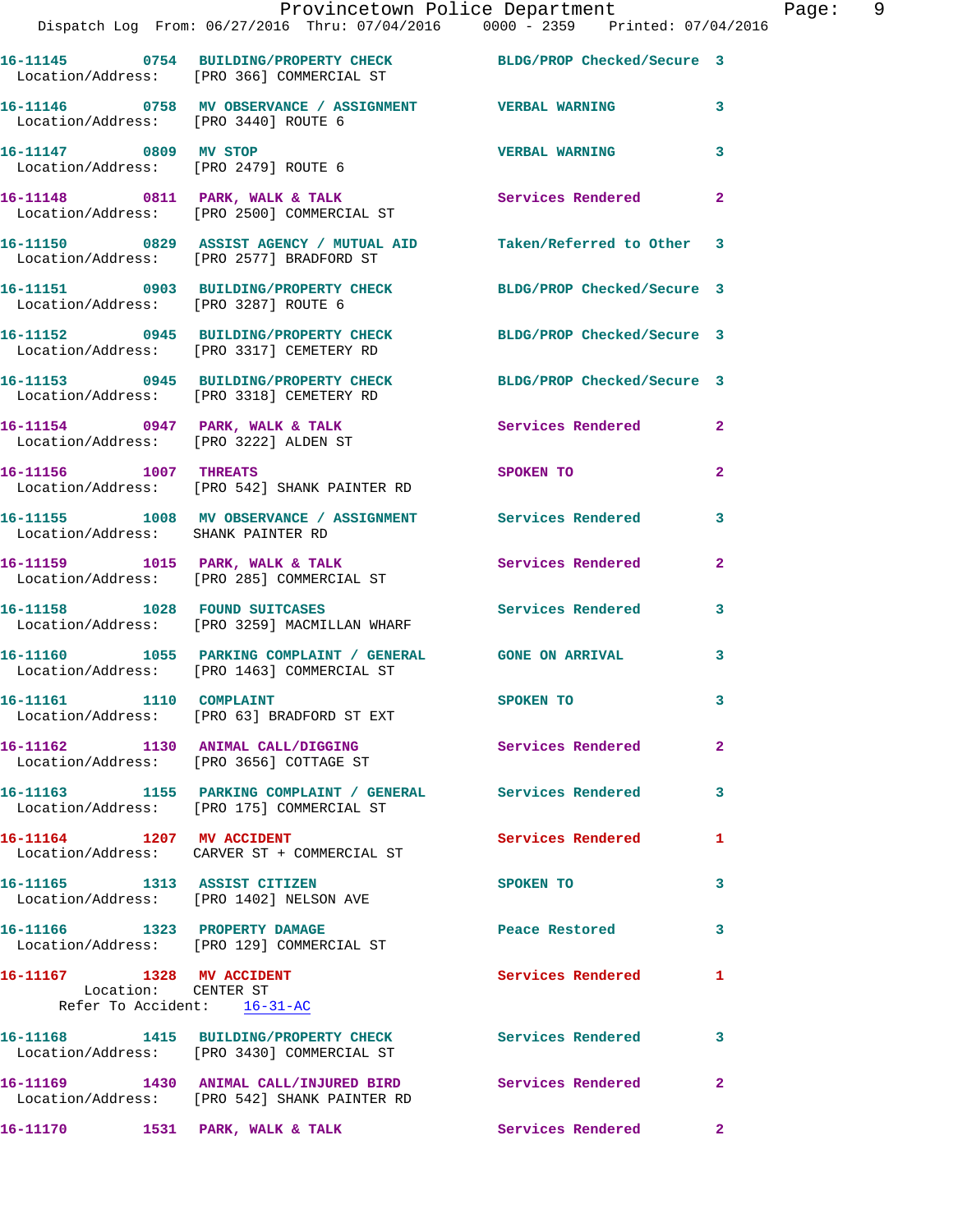16-11145 0754 BUILDING/PROPERTY CHECK BLDG/PROP Checked/Secure 3
Location/Address: [PRO 366] COMMERCIAL ST

16-11146 0758 MV OBSERVANCE / ASSIGNMENT VERBAL WARNING 3
Location/Address: [PRO 3440] ROUTE 6

16-11147 0809 MV STOP VERBAL WARNING 3
Location/Address: [PRO 2479] ROUTE 6

16-11148 0811 PARK, WALK & TALK Services Rendered 2
Location/Address: [PRO 2500] COMMERCIAL ST

16-11150 0829 ASSIST AGENCY / MUTUAL AID Taken/Referred to Other 3
Location/Address: [PRO 2577] BRADFORD ST

16-11151 0903 BUILDING/PROPERTY CHECK BLDG/PROP Checked/Secure 3
Location/Address: [PRO 3287] ROUTE 6

16-11152 0945 BUILDING/PROPERTY CHECK BLDG/PROP Checked/Secure 3
Location/Address: [PRO 3317] CEMETERY RD

16-11153 0945 BUILDING/PROPERTY CHECK BLDG/PROP Checked/Secure 3
Location/Address: [PRO 3318] CEMETERY RD

16-11154 0947 PARK, WALK & TALK Services Rendered 2
Location/Address: [PRO 3222] ALDEN ST

16-11156 1007 THREATS SPOKEN TO 2
Location/Address: [PRO 542] SHANK PAINTER RD

16-11155 1008 MV OBSERVANCE / ASSIGNMENT Services Rendered 3
Location/Address: SHANK PAINTER RD

16-11159 1015 PARK, WALK & TALK Services Rendered 2
Location/Address: [PRO 285] COMMERCIAL ST

16-11158 1028 FOUND SUITCASES Services Rendered 3
Location/Address: [PRO 3259] MACMILLAN WHARF

16-11160 1055 PARKING COMPLAINT / GENERAL GONE ON ARRIVAL 3
Location/Address: [PRO 1463] COMMERCIAL ST

16-11161 1110 COMPLAINT SPOKEN TO 3
Location/Address: [PRO 63] BRADFORD ST EXT

16-11162 1130 ANIMAL CALL/DIGGING Services Rendered 2
Location/Address: [PRO 3656] COTTAGE ST

16-11163 1155 PARKING COMPLAINT / GENERAL Services Rendered 3
Location/Address: [PRO 175] COMMERCIAL ST

16-11164 1207 MV ACCIDENT Services Rendered 1
Location/Address: CARVER ST + COMMERCIAL ST

16-11165 1313 ASSIST CITIZEN SPOKEN TO 3
Location/Address: [PRO 1402] NELSON AVE

16-11166 1323 PROPERTY DAMAGE Peace Restored 3
Location/Address: [PRO 129] COMMERCIAL ST

16-11167 1328 MV ACCIDENT Services Rendered 1
Location: CENTER ST
Refer To Accident: 16-31-AC

16-11168 1415 BUILDING/PROPERTY CHECK Services Rendered 3
Location/Address: [PRO 3430] COMMERCIAL ST

16-11169 1430 ANIMAL CALL/INJURED BIRD Services Rendered 2
Location/Address: [PRO 542] SHANK PAINTER RD

16-11170 1531 PARK, WALK & TALK Services Rendered 2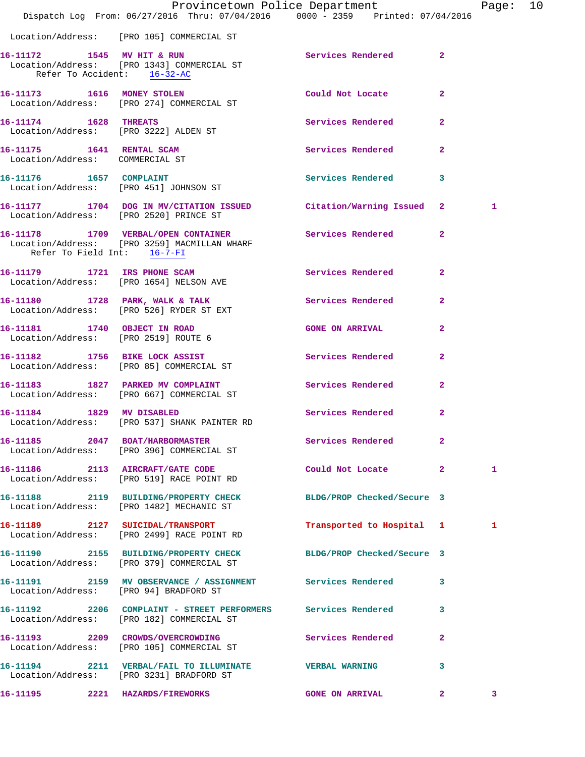Location/Address: [PRO 105] COMMERCIAL ST

16-11172 1545 MV HIT & RUN Services Rendered 2
Location/Address: [PRO 1343] COMMERCIAL ST
Refer To Accident: 16-32-AC

16-11173 1616 MONEY STOLEN Could Not Locate 2
Location/Address: [PRO 274] COMMERCIAL ST

16-11174 1628 THREATS Services Rendered 2
Location/Address: [PRO 3222] ALDEN ST

16-11175 1641 RENTAL SCAM Services Rendered 2
Location/Address: COMMERCIAL ST

16-11176 1657 COMPLAINT Services Rendered 3
Location/Address: [PRO 451] JOHNSON ST

16-11177 1704 DOG IN MV/CITATION ISSUED Citation/Warning Issued 2 1
Location/Address: [PRO 2520] PRINCE ST

16-11178 1709 VERBAL/OPEN CONTAINER Services Rendered 2
Location/Address: [PRO 3259] MACMILLAN WHARF
Refer To Field Int: 16-7-FI

16-11179 1721 IRS PHONE SCAM Services Rendered 2
Location/Address: [PRO 1654] NELSON AVE

16-11180 1728 PARK, WALK & TALK Services Rendered 2
Location/Address: [PRO 526] RYDER ST EXT

16-11181 1740 OBJECT IN ROAD GONE ON ARRIVAL 2
Location/Address: [PRO 2519] ROUTE 6

16-11182 1756 BIKE LOCK ASSIST Services Rendered 2
Location/Address: [PRO 85] COMMERCIAL ST

16-11183 1827 PARKED MV COMPLAINT Services Rendered 2
Location/Address: [PRO 667] COMMERCIAL ST

16-11184 1829 MV DISABLED Services Rendered 2
Location/Address: [PRO 537] SHANK PAINTER RD

16-11185 2047 BOAT/HARBORMASTER Services Rendered 2
Location/Address: [PRO 396] COMMERCIAL ST

16-11186 2113 AIRCRAFT/GATE CODE Could Not Locate 2 1
Location/Address: [PRO 519] RACE POINT RD

16-11188 2119 BUILDING/PROPERTY CHECK BLDG/PROP Checked/Secure 3
Location/Address: [PRO 1482] MECHANIC ST

16-11189 2127 SUICIDAL/TRANSPORT Transported to Hospital 1 1
Location/Address: [PRO 2499] RACE POINT RD

16-11190 2155 BUILDING/PROPERTY CHECK BLDG/PROP Checked/Secure 3
Location/Address: [PRO 379] COMMERCIAL ST

16-11191 2159 MV OBSERVANCE / ASSIGNMENT Services Rendered 3
Location/Address: [PRO 94] BRADFORD ST

16-11192 2206 COMPLAINT - STREET PERFORMERS Services Rendered 3
Location/Address: [PRO 182] COMMERCIAL ST

16-11193 2209 CROWDS/OVERCROWDING Services Rendered 2
Location/Address: [PRO 105] COMMERCIAL ST

16-11194 2211 VERBAL/FAIL TO ILLUMINATE VERBAL WARNING 3
Location/Address: [PRO 3231] BRADFORD ST

16-11195 2221 HAZARDS/FIREWORKS GONE ON ARRIVAL 2 3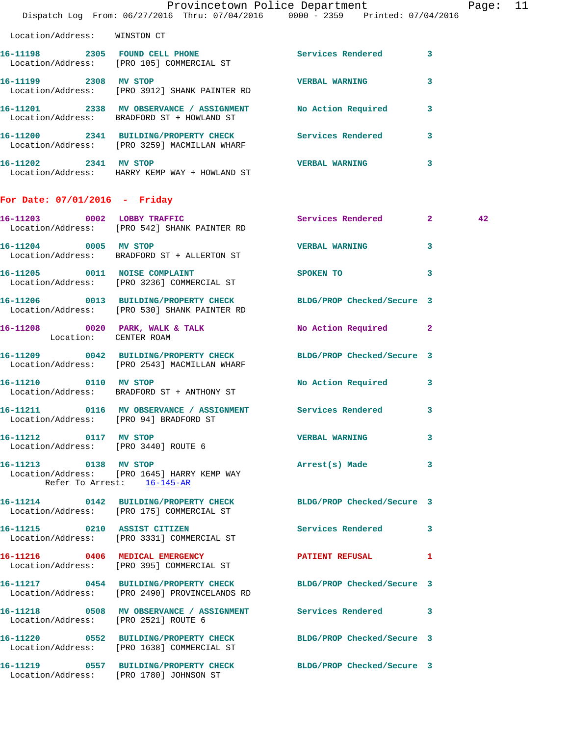Location/Address: WINSTON CT

16-11198 2305 FOUND CELL PHONE Services Rendered 3
Location/Address: [PRO 105] COMMERCIAL ST

16-11199 2308 MV STOP VERBAL WARNING 3
Location/Address: [PRO 3912] SHANK PAINTER RD

16-11201 2338 MV OBSERVANCE / ASSIGNMENT No Action Required 3
Location/Address: BRADFORD ST + HOWLAND ST

16-11200 2341 BUILDING/PROPERTY CHECK Services Rendered 3
Location/Address: [PRO 3259] MACMILLAN WHARF

16-11202 2341 MV STOP VERBAL WARNING 3
Location/Address: HARRY KEMP WAY + HOWLAND ST

## For Date: 07/01/2016 - Friday

16-11203 0002 LOBBY TRAFFIC Services Rendered 2 42
Location/Address: [PRO 542] SHANK PAINTER RD

16-11204 0005 MV STOP VERBAL WARNING 3
Location/Address: BRADFORD ST + ALLERTON ST

16-11205 0011 NOISE COMPLAINT SPOKEN TO 3
Location/Address: [PRO 3236] COMMERCIAL ST

16-11206 0013 BUILDING/PROPERTY CHECK BLDG/PROP Checked/Secure 3
Location/Address: [PRO 530] SHANK PAINTER RD

16-11208 0020 PARK, WALK & TALK No Action Required 2
Location: CENTER ROAM

16-11209 0042 BUILDING/PROPERTY CHECK BLDG/PROP Checked/Secure 3
Location/Address: [PRO 2543] MACMILLAN WHARF

16-11210 0110 MV STOP No Action Required 3
Location/Address: BRADFORD ST + ANTHONY ST

16-11211 0116 MV OBSERVANCE / ASSIGNMENT Services Rendered 3
Location/Address: [PRO 94] BRADFORD ST

16-11212 0117 MV STOP VERBAL WARNING 3
Location/Address: [PRO 3440] ROUTE 6

16-11213 0138 MV STOP Arrest(s) Made 3
Location/Address: [PRO 1645] HARRY KEMP WAY
Refer To Arrest: 16-145-AR

16-11214 0142 BUILDING/PROPERTY CHECK BLDG/PROP Checked/Secure 3
Location/Address: [PRO 175] COMMERCIAL ST

16-11215 0210 ASSIST CITIZEN Services Rendered 3
Location/Address: [PRO 3331] COMMERCIAL ST

16-11216 0406 MEDICAL EMERGENCY PATIENT REFUSAL 1
Location/Address: [PRO 395] COMMERCIAL ST

16-11217 0454 BUILDING/PROPERTY CHECK BLDG/PROP Checked/Secure 3
Location/Address: [PRO 2490] PROVINCELANDS RD

16-11218 0508 MV OBSERVANCE / ASSIGNMENT Services Rendered 3
Location/Address: [PRO 2521] ROUTE 6

16-11220 0552 BUILDING/PROPERTY CHECK BLDG/PROP Checked/Secure 3
Location/Address: [PRO 1638] COMMERCIAL ST

16-11219 0557 BUILDING/PROPERTY CHECK BLDG/PROP Checked/Secure 3
Location/Address: [PRO 1780] JOHNSON ST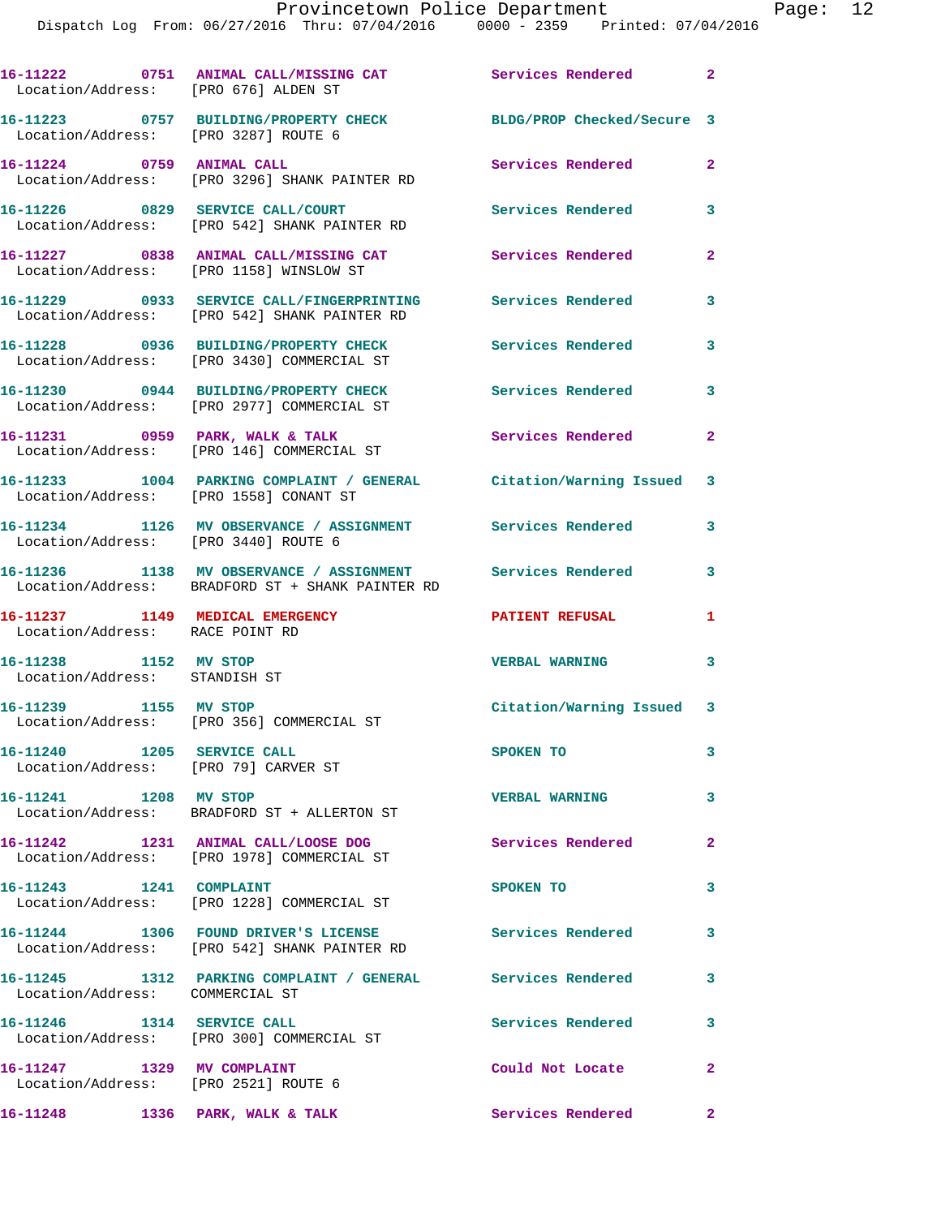16-11222 0751 ANIMAL CALL/MISSING CAT Services Rendered 2
Location/Address: [PRO 676] ALDEN ST

16-11223 0757 BUILDING/PROPERTY CHECK BLDG/PROP Checked/Secure 3
Location/Address: [PRO 3287] ROUTE 6

16-11224 0759 ANIMAL CALL Services Rendered 2
Location/Address: [PRO 3296] SHANK PAINTER RD

16-11226 0829 SERVICE CALL/COURT Services Rendered 3
Location/Address: [PRO 542] SHANK PAINTER RD

16-11227 0838 ANIMAL CALL/MISSING CAT Services Rendered 2
Location/Address: [PRO 1158] WINSLOW ST

16-11229 0933 SERVICE CALL/FINGERPRINTING Services Rendered 3
Location/Address: [PRO 542] SHANK PAINTER RD

16-11228 0936 BUILDING/PROPERTY CHECK Services Rendered 3
Location/Address: [PRO 3430] COMMERCIAL ST

16-11230 0944 BUILDING/PROPERTY CHECK Services Rendered 3
Location/Address: [PRO 2977] COMMERCIAL ST

16-11231 0959 PARK, WALK & TALK Services Rendered 2
Location/Address: [PRO 146] COMMERCIAL ST

16-11233 1004 PARKING COMPLAINT / GENERAL Citation/Warning Issued 3
Location/Address: [PRO 1558] CONANT ST

16-11234 1126 MV OBSERVANCE / ASSIGNMENT Services Rendered 3
Location/Address: [PRO 3440] ROUTE 6

16-11236 1138 MV OBSERVANCE / ASSIGNMENT Services Rendered 3
Location/Address: BRADFORD ST + SHANK PAINTER RD

16-11237 1149 MEDICAL EMERGENCY PATIENT REFUSAL 1
Location/Address: RACE POINT RD

16-11238 1152 MV STOP VERBAL WARNING 3
Location/Address: STANDISH ST

16-11239 1155 MV STOP Citation/Warning Issued 3
Location/Address: [PRO 356] COMMERCIAL ST

16-11240 1205 SERVICE CALL SPOKEN TO 3
Location/Address: [PRO 79] CARVER ST

16-11241 1208 MV STOP VERBAL WARNING 3
Location/Address: BRADFORD ST + ALLERTON ST

16-11242 1231 ANIMAL CALL/LOOSE DOG Services Rendered 2
Location/Address: [PRO 1978] COMMERCIAL ST

16-11243 1241 COMPLAINT SPOKEN TO 3
Location/Address: [PRO 1228] COMMERCIAL ST

16-11244 1306 FOUND DRIVER'S LICENSE Services Rendered 3
Location/Address: [PRO 542] SHANK PAINTER RD

16-11245 1312 PARKING COMPLAINT / GENERAL Services Rendered 3
Location/Address: COMMERCIAL ST

16-11246 1314 SERVICE CALL Services Rendered 3
Location/Address: [PRO 300] COMMERCIAL ST

16-11247 1329 MV COMPLAINT Could Not Locate 2
Location/Address: [PRO 2521] ROUTE 6

16-11248 1336 PARK, WALK & TALK Services Rendered 2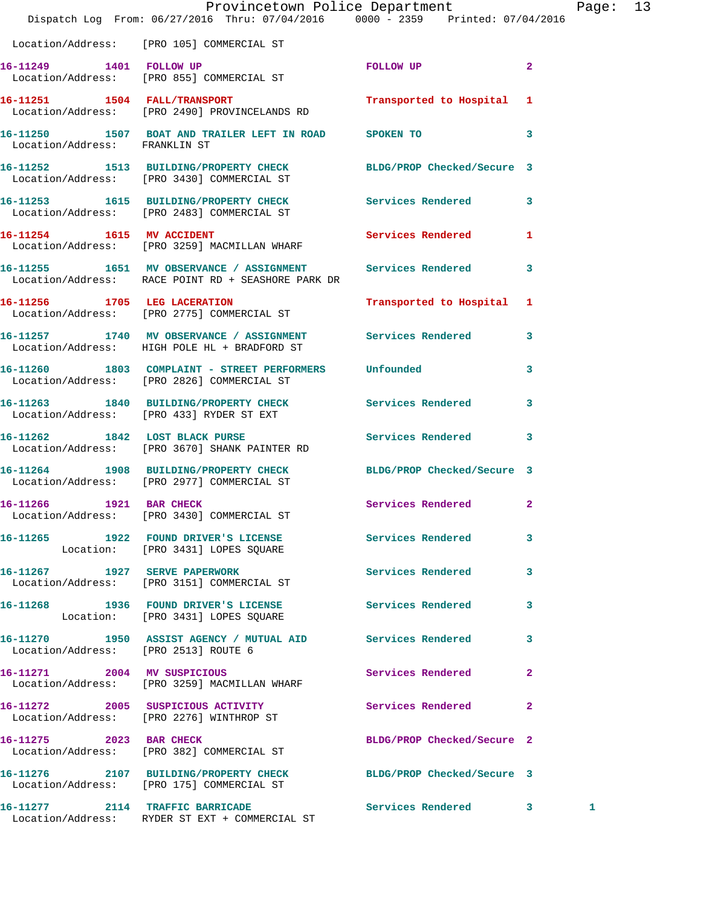Location/Address: [PRO 105] COMMERCIAL ST

16-11249 1401 FOLLOW UP FOLLOW UP 2
Location/Address: [PRO 855] COMMERCIAL ST

16-11251 1504 FALL/TRANSPORT Transported to Hospital 1
Location/Address: [PRO 2490] PROVINCELANDS RD

16-11250 1507 BOAT AND TRAILER LEFT IN ROAD SPOKEN TO 3
Location/Address: FRANKLIN ST

16-11252 1513 BUILDING/PROPERTY CHECK BLDG/PROP Checked/Secure 3
Location/Address: [PRO 3430] COMMERCIAL ST

16-11253 1615 BUILDING/PROPERTY CHECK Services Rendered 3
Location/Address: [PRO 2483] COMMERCIAL ST

16-11254 1615 MV ACCIDENT Services Rendered 1
Location/Address: [PRO 3259] MACMILLAN WHARF

16-11255 1651 MV OBSERVANCE / ASSIGNMENT Services Rendered 3
Location/Address: RACE POINT RD + SEASHORE PARK DR

16-11256 1705 LEG LACERATION Transported to Hospital 1
Location/Address: [PRO 2775] COMMERCIAL ST

16-11257 1740 MV OBSERVANCE / ASSIGNMENT Services Rendered 3
Location/Address: HIGH POLE HL + BRADFORD ST

16-11260 1803 COMPLAINT - STREET PERFORMERS Unfounded 3
Location/Address: [PRO 2826] COMMERCIAL ST

16-11263 1840 BUILDING/PROPERTY CHECK Services Rendered 3
Location/Address: [PRO 433] RYDER ST EXT

16-11262 1842 LOST BLACK PURSE Services Rendered 3
Location/Address: [PRO 3670] SHANK PAINTER RD

16-11264 1908 BUILDING/PROPERTY CHECK BLDG/PROP Checked/Secure 3
Location/Address: [PRO 2977] COMMERCIAL ST

16-11266 1921 BAR CHECK Services Rendered 2
Location/Address: [PRO 3430] COMMERCIAL ST

16-11265 1922 FOUND DRIVER'S LICENSE Services Rendered 3
Location: [PRO 3431] LOPES SQUARE

16-11267 1927 SERVE PAPERWORK Services Rendered 3
Location/Address: [PRO 3151] COMMERCIAL ST

16-11268 1936 FOUND DRIVER'S LICENSE Services Rendered 3
Location: [PRO 3431] LOPES SQUARE

16-11270 1950 ASSIST AGENCY / MUTUAL AID Services Rendered 3
Location/Address: [PRO 2513] ROUTE 6

16-11271 2004 MV SUSPICIOUS Services Rendered 2
Location/Address: [PRO 3259] MACMILLAN WHARF

16-11272 2005 SUSPICIOUS ACTIVITY Services Rendered 2
Location/Address: [PRO 2276] WINTHROP ST

16-11275 2023 BAR CHECK BLDG/PROP Checked/Secure 2
Location/Address: [PRO 382] COMMERCIAL ST

16-11276 2107 BUILDING/PROPERTY CHECK BLDG/PROP Checked/Secure 3
Location/Address: [PRO 175] COMMERCIAL ST

16-11277 2114 TRAFFIC BARRICADE Services Rendered 3 1
Location/Address: RYDER ST EXT + COMMERCIAL ST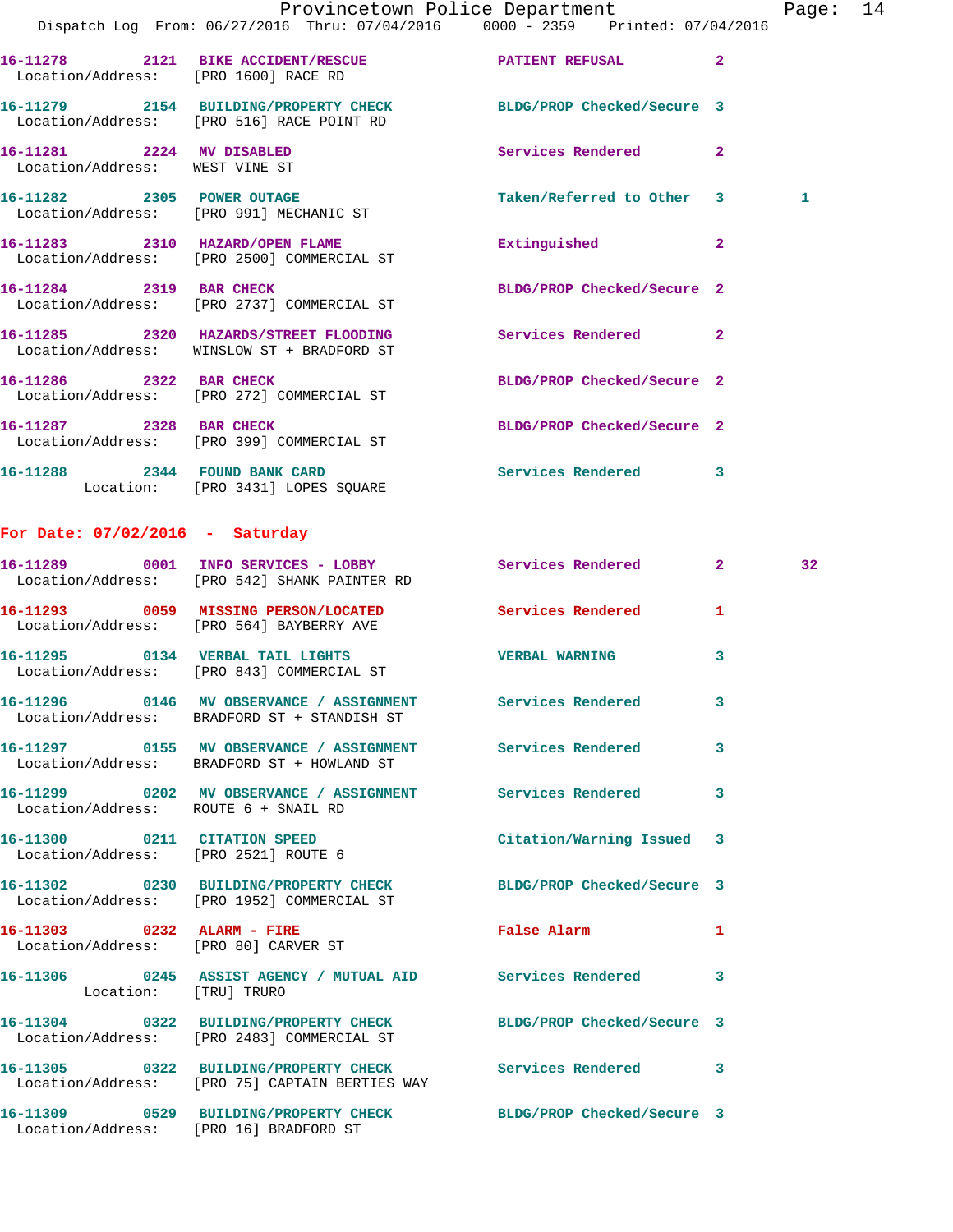16-11278 2121 BIKE ACCIDENT/RESCUE PATIENT REFUSAL 2
Location/Address: [PRO 1600] RACE RD

16-11279 2154 BUILDING/PROPERTY CHECK BLDG/PROP Checked/Secure 3
Location/Address: [PRO 516] RACE POINT RD

16-11281 2224 MV DISABLED Services Rendered 2
Location/Address: WEST VINE ST

16-11282 2305 POWER OUTAGE Taken/Referred to Other 3 1
Location/Address: [PRO 991] MECHANIC ST

16-11283 2310 HAZARD/OPEN FLAME Extinguished 2
Location/Address: [PRO 2500] COMMERCIAL ST

16-11284 2319 BAR CHECK BLDG/PROP Checked/Secure 2
Location/Address: [PRO 2737] COMMERCIAL ST

16-11285 2320 HAZARDS/STREET FLOODING Services Rendered 2
Location/Address: WINSLOW ST + BRADFORD ST

16-11286 2322 BAR CHECK BLDG/PROP Checked/Secure 2
Location/Address: [PRO 272] COMMERCIAL ST

16-11287 2328 BAR CHECK BLDG/PROP Checked/Secure 2
Location/Address: [PRO 399] COMMERCIAL ST

16-11288 2344 FOUND BANK CARD Services Rendered 3
Location: [PRO 3431] LOPES SQUARE

## For Date: 07/02/2016 - Saturday

16-11289 0001 INFO SERVICES - LOBBY Services Rendered 2 32
Location/Address: [PRO 542] SHANK PAINTER RD

16-11293 0059 MISSING PERSON/LOCATED Services Rendered 1
Location/Address: [PRO 564] BAYBERRY AVE

16-11295 0134 VERBAL TAIL LIGHTS VERBAL WARNING 3
Location/Address: [PRO 843] COMMERCIAL ST

16-11296 0146 MV OBSERVANCE / ASSIGNMENT Services Rendered 3
Location/Address: BRADFORD ST + STANDISH ST

16-11297 0155 MV OBSERVANCE / ASSIGNMENT Services Rendered 3
Location/Address: BRADFORD ST + HOWLAND ST

16-11299 0202 MV OBSERVANCE / ASSIGNMENT Services Rendered 3
Location/Address: ROUTE 6 + SNAIL RD

16-11300 0211 CITATION SPEED Citation/Warning Issued 3
Location/Address: [PRO 2521] ROUTE 6

16-11302 0230 BUILDING/PROPERTY CHECK BLDG/PROP Checked/Secure 3
Location/Address: [PRO 1952] COMMERCIAL ST

16-11303 0232 ALARM - FIRE False Alarm 1
Location/Address: [PRO 80] CARVER ST

16-11306 0245 ASSIST AGENCY / MUTUAL AID Services Rendered 3
Location: [TRU] TRURO

16-11304 0322 BUILDING/PROPERTY CHECK BLDG/PROP Checked/Secure 3
Location/Address: [PRO 2483] COMMERCIAL ST

16-11305 0322 BUILDING/PROPERTY CHECK Services Rendered 3
Location/Address: [PRO 75] CAPTAIN BERTIES WAY

16-11309 0529 BUILDING/PROPERTY CHECK BLDG/PROP Checked/Secure 3
Location/Address: [PRO 16] BRADFORD ST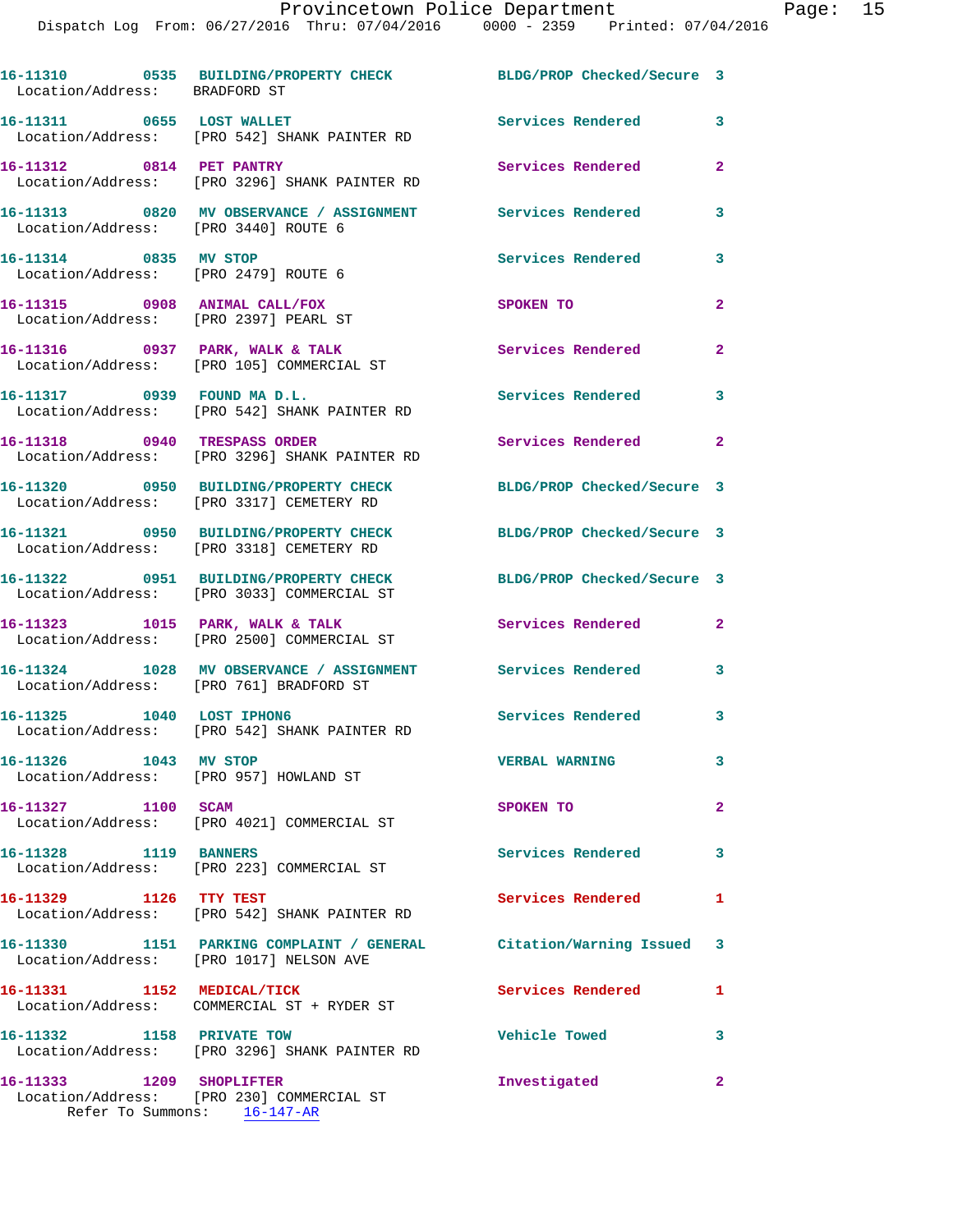16-11310 0535 BUILDING/PROPERTY CHECK BLDG/PROP Checked/Secure 3
Location/Address: BRADFORD ST

16-11311 0655 LOST WALLET Services Rendered 3
Location/Address: [PRO 542] SHANK PAINTER RD

16-11312 0814 PET PANTRY Services Rendered 2
Location/Address: [PRO 3296] SHANK PAINTER RD

16-11313 0820 MV OBSERVANCE / ASSIGNMENT Services Rendered 3
Location/Address: [PRO 3440] ROUTE 6

16-11314 0835 MV STOP Services Rendered 3
Location/Address: [PRO 2479] ROUTE 6

16-11315 0908 ANIMAL CALL/FOX SPOKEN TO 2
Location/Address: [PRO 2397] PEARL ST

16-11316 0937 PARK, WALK & TALK Services Rendered 2
Location/Address: [PRO 105] COMMERCIAL ST

16-11317 0939 FOUND MA D.L. Services Rendered 3
Location/Address: [PRO 542] SHANK PAINTER RD

16-11318 0940 TRESPASS ORDER Services Rendered 2
Location/Address: [PRO 3296] SHANK PAINTER RD

16-11320 0950 BUILDING/PROPERTY CHECK BLDG/PROP Checked/Secure 3
Location/Address: [PRO 3317] CEMETERY RD

16-11321 0950 BUILDING/PROPERTY CHECK BLDG/PROP Checked/Secure 3
Location/Address: [PRO 3318] CEMETERY RD

16-11322 0951 BUILDING/PROPERTY CHECK BLDG/PROP Checked/Secure 3
Location/Address: [PRO 3033] COMMERCIAL ST

16-11323 1015 PARK, WALK & TALK Services Rendered 2
Location/Address: [PRO 2500] COMMERCIAL ST

16-11324 1028 MV OBSERVANCE / ASSIGNMENT Services Rendered 3
Location/Address: [PRO 761] BRADFORD ST

16-11325 1040 LOST IPHONG Services Rendered 3
Location/Address: [PRO 542] SHANK PAINTER RD

16-11326 1043 MV STOP VERBAL WARNING 3
Location/Address: [PRO 957] HOWLAND ST

16-11327 1100 SCAM SPOKEN TO 2
Location/Address: [PRO 4021] COMMERCIAL ST

16-11328 1119 BANNERS Services Rendered 3
Location/Address: [PRO 223] COMMERCIAL ST

16-11329 1126 TTY TEST Services Rendered 1
Location/Address: [PRO 542] SHANK PAINTER RD

16-11330 1151 PARKING COMPLAINT / GENERAL Citation/Warning Issued 3
Location/Address: [PRO 1017] NELSON AVE

16-11331 1152 MEDICAL/TICK Services Rendered 1
Location/Address: COMMERCIAL ST + RYDER ST

16-11332 1158 PRIVATE TOW Vehicle Towed 3
Location/Address: [PRO 3296] SHANK PAINTER RD

16-11333 1209 SHOPLIFTER Investigated 2
Location/Address: [PRO 230] COMMERCIAL ST
Refer To Summons: 16-147-AR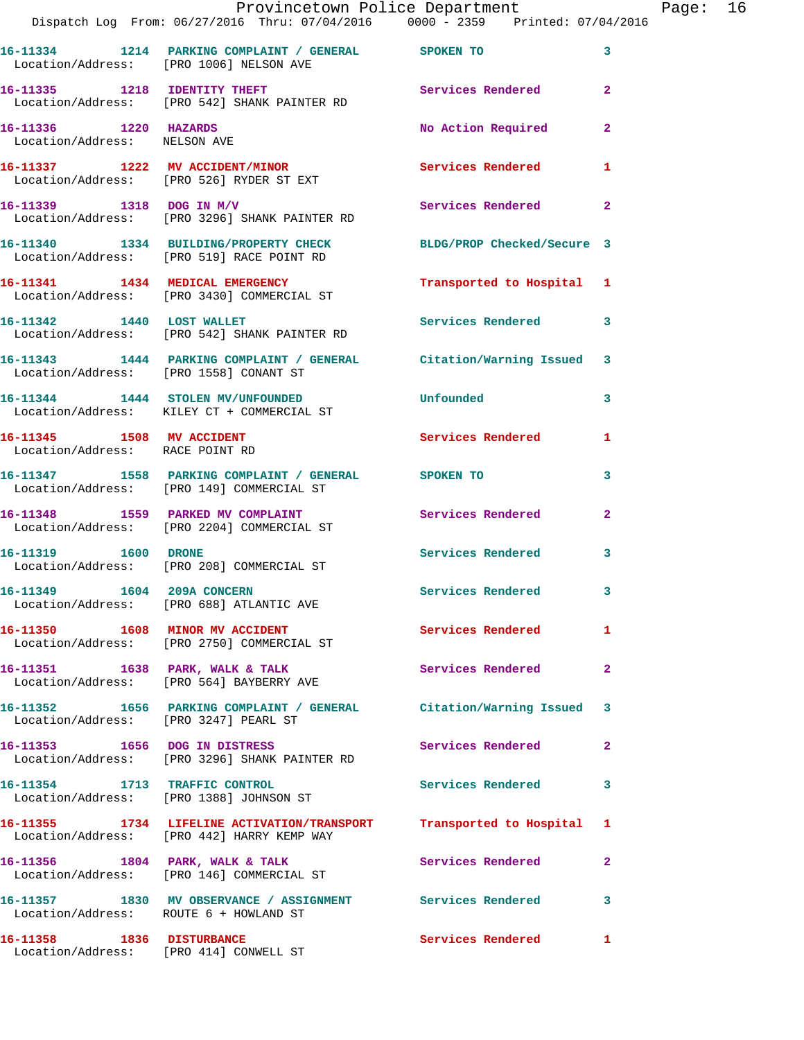16-11334 1214 PARKING COMPLAINT / GENERAL SPOKEN TO 3
Location/Address: [PRO 1006] NELSON AVE

16-11335 1218 IDENTITY THEFT Services Rendered 2
Location/Address: [PRO 542] SHANK PAINTER RD

16-11336 1220 HAZARDS No Action Required 2
Location/Address: NELSON AVE

16-11337 1222 MV ACCIDENT/MINOR Services Rendered 1
Location/Address: [PRO 526] RYDER ST EXT

16-11339 1318 DOG IN M/V Services Rendered 2
Location/Address: [PRO 3296] SHANK PAINTER RD

16-11340 1334 BUILDING/PROPERTY CHECK BLDG/PROP Checked/Secure 3
Location/Address: [PRO 519] RACE POINT RD

16-11341 1434 MEDICAL EMERGENCY Transported to Hospital 1
Location/Address: [PRO 3430] COMMERCIAL ST

16-11342 1440 LOST WALLET Services Rendered 3
Location/Address: [PRO 542] SHANK PAINTER RD

16-11343 1444 PARKING COMPLAINT / GENERAL Citation/Warning Issued 3
Location/Address: [PRO 1558] CONANT ST

16-11344 1444 STOLEN MV/UNFOUNDED Unfounded 3
Location/Address: KILEY CT + COMMERCIAL ST

16-11345 1508 MV ACCIDENT Services Rendered 1
Location/Address: RACE POINT RD

16-11347 1558 PARKING COMPLAINT / GENERAL SPOKEN TO 3
Location/Address: [PRO 149] COMMERCIAL ST

16-11348 1559 PARKED MV COMPLAINT Services Rendered 2
Location/Address: [PRO 2204] COMMERCIAL ST

16-11319 1600 DRONE Services Rendered 3
Location/Address: [PRO 208] COMMERCIAL ST

16-11349 1604 209A CONCERN Services Rendered 3
Location/Address: [PRO 688] ATLANTIC AVE

16-11350 1608 MINOR MV ACCIDENT Services Rendered 1
Location/Address: [PRO 2750] COMMERCIAL ST

16-11351 1638 PARK, WALK & TALK Services Rendered 2
Location/Address: [PRO 564] BAYBERRY AVE

16-11352 1656 PARKING COMPLAINT / GENERAL Citation/Warning Issued 3
Location/Address: [PRO 3247] PEARL ST

16-11353 1656 DOG IN DISTRESS Services Rendered 2
Location/Address: [PRO 3296] SHANK PAINTER RD

16-11354 1713 TRAFFIC CONTROL Services Rendered 3
Location/Address: [PRO 1388] JOHNSON ST

16-11355 1734 LIFELINE ACTIVATION/TRANSPORT Transported to Hospital 1
Location/Address: [PRO 442] HARRY KEMP WAY

16-11356 1804 PARK, WALK & TALK Services Rendered 2
Location/Address: [PRO 146] COMMERCIAL ST

16-11357 1830 MV OBSERVANCE / ASSIGNMENT Services Rendered 3
Location/Address: ROUTE 6 + HOWLAND ST

16-11358 1836 DISTURBANCE Services Rendered 1
Location/Address: [PRO 414] CONWELL ST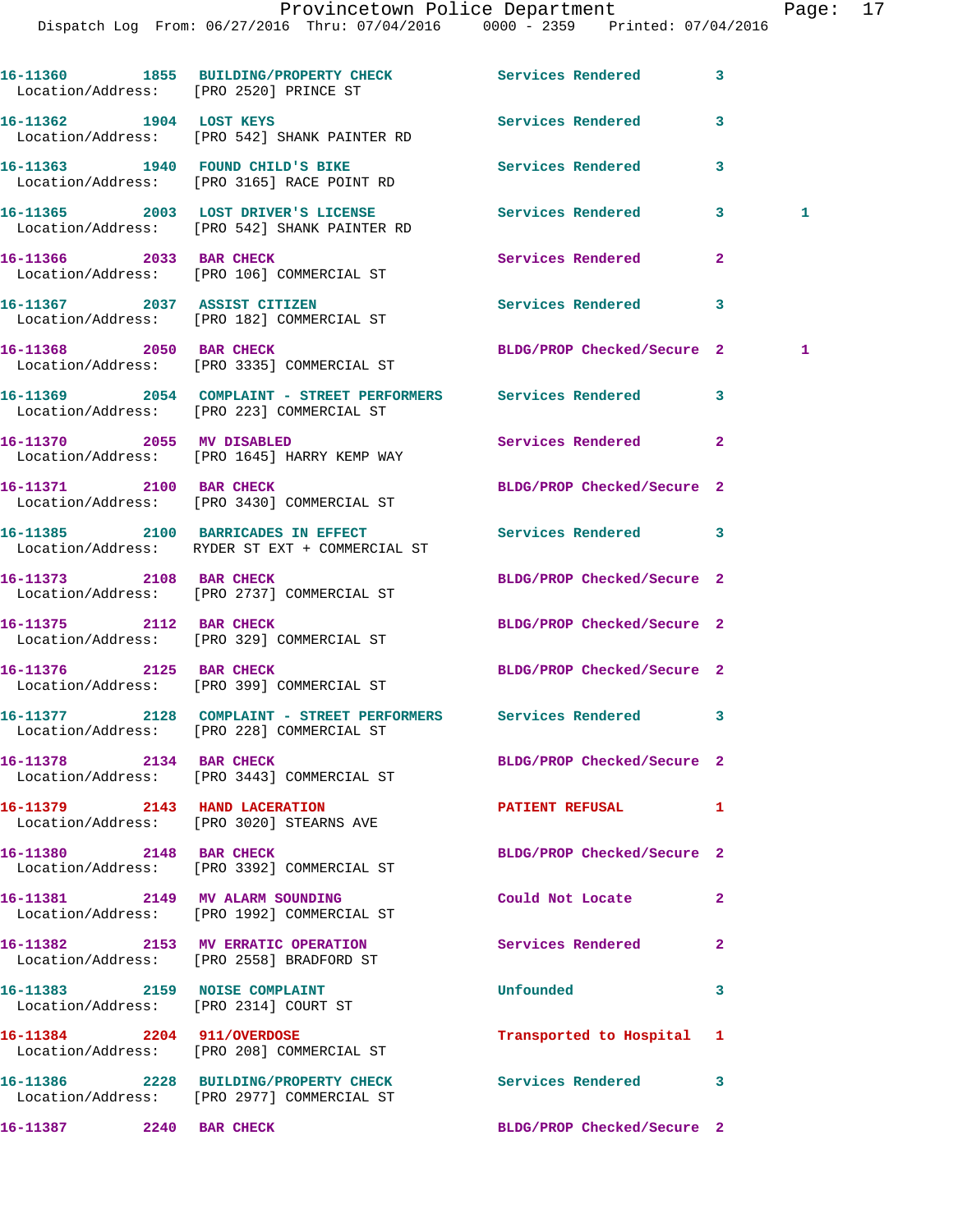| Call Number | Time | Call Reason | Action | Priority | |
|---|---|---|---|---|---|
| 16-11360 | 1855 | BUILDING/PROPERTY CHECK | Services Rendered | 3 | |
| Location/Address: [PRO 2520] PRINCE ST | | | | | |
| 16-11362 | 1904 | LOST KEYS | Services Rendered | 3 | |
| Location/Address: [PRO 542] SHANK PAINTER RD | | | | | |
| 16-11363 | 1940 | FOUND CHILD'S BIKE | Services Rendered | 3 | |
| Location/Address: [PRO 3165] RACE POINT RD | | | | | |
| 16-11365 | 2003 | LOST DRIVER'S LICENSE | Services Rendered | 3 | 1 |
| Location/Address: [PRO 542] SHANK PAINTER RD | | | | | |
| 16-11366 | 2033 | BAR CHECK | Services Rendered | 2 | |
| Location/Address: [PRO 106] COMMERCIAL ST | | | | | |
| 16-11367 | 2037 | ASSIST CITIZEN | Services Rendered | 3 | |
| Location/Address: [PRO 182] COMMERCIAL ST | | | | | |
| 16-11368 | 2050 | BAR CHECK | BLDG/PROP Checked/Secure | 2 | 1 |
| Location/Address: [PRO 3335] COMMERCIAL ST | | | | | |
| 16-11369 | 2054 | COMPLAINT - STREET PERFORMERS | Services Rendered | 3 | |
| Location/Address: [PRO 223] COMMERCIAL ST | | | | | |
| 16-11370 | 2055 | MV DISABLED | Services Rendered | 2 | |
| Location/Address: [PRO 1645] HARRY KEMP WAY | | | | | |
| 16-11371 | 2100 | BAR CHECK | BLDG/PROP Checked/Secure | 2 | |
| Location/Address: [PRO 3430] COMMERCIAL ST | | | | | |
| 16-11385 | 2100 | BARRICADES IN EFFECT | Services Rendered | 3 | |
| Location/Address: RYDER ST EXT + COMMERCIAL ST | | | | | |
| 16-11373 | 2108 | BAR CHECK | BLDG/PROP Checked/Secure | 2 | |
| Location/Address: [PRO 2737] COMMERCIAL ST | | | | | |
| 16-11375 | 2112 | BAR CHECK | BLDG/PROP Checked/Secure | 2 | |
| Location/Address: [PRO 329] COMMERCIAL ST | | | | | |
| 16-11376 | 2125 | BAR CHECK | BLDG/PROP Checked/Secure | 2 | |
| Location/Address: [PRO 399] COMMERCIAL ST | | | | | |
| 16-11377 | 2128 | COMPLAINT - STREET PERFORMERS | Services Rendered | 3 | |
| Location/Address: [PRO 228] COMMERCIAL ST | | | | | |
| 16-11378 | 2134 | BAR CHECK | BLDG/PROP Checked/Secure | 2 | |
| Location/Address: [PRO 3443] COMMERCIAL ST | | | | | |
| 16-11379 | 2143 | HAND LACERATION | PATIENT REFUSAL | 1 | |
| Location/Address: [PRO 3020] STEARNS AVE | | | | | |
| 16-11380 | 2148 | BAR CHECK | BLDG/PROP Checked/Secure | 2 | |
| Location/Address: [PRO 3392] COMMERCIAL ST | | | | | |
| 16-11381 | 2149 | MV ALARM SOUNDING | Could Not Locate | 2 | |
| Location/Address: [PRO 1992] COMMERCIAL ST | | | | | |
| 16-11382 | 2153 | MV ERRATIC OPERATION | Services Rendered | 2 | |
| Location/Address: [PRO 2558] BRADFORD ST | | | | | |
| 16-11383 | 2159 | NOISE COMPLAINT | Unfounded | 3 | |
| Location/Address: [PRO 2314] COURT ST | | | | | |
| 16-11384 | 2204 | 911/OVERDOSE | Transported to Hospital | 1 | |
| Location/Address: [PRO 208] COMMERCIAL ST | | | | | |
| 16-11386 | 2228 | BUILDING/PROPERTY CHECK | Services Rendered | 3 | |
| Location/Address: [PRO 2977] COMMERCIAL ST | | | | | |
| 16-11387 | 2240 | BAR CHECK | BLDG/PROP Checked/Secure | 2 | |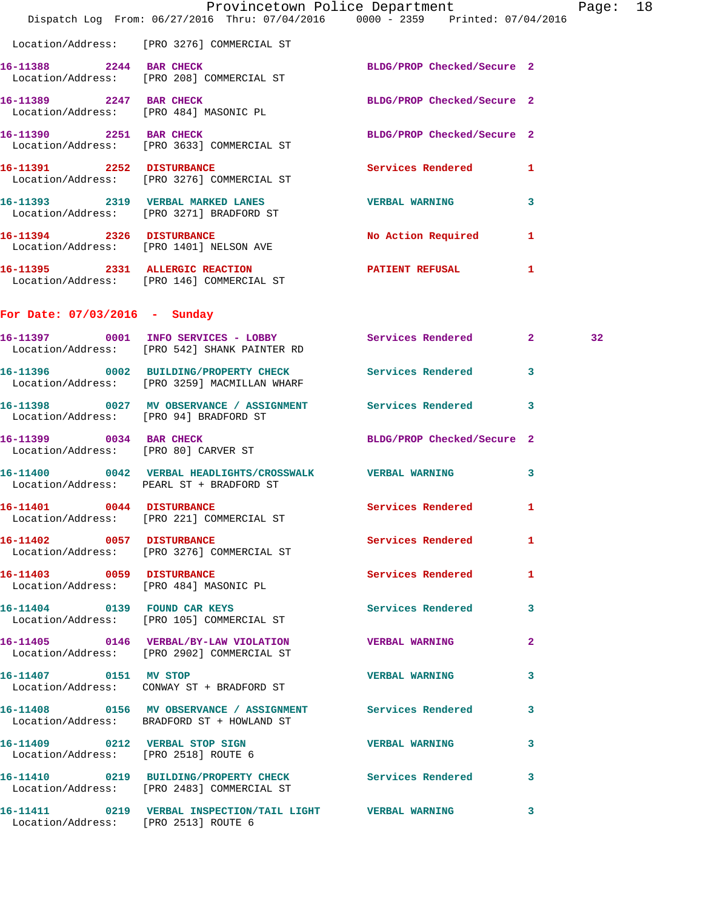Location/Address: [PRO 3276] COMMERCIAL ST

| Call # | Time | Call Reason | Action | Priority | |
|---|---|---|---|---|---|
| 16-11388 | 2244 | BAR CHECK | BLDG/PROP Checked/Secure | 2 | |
| | | Location/Address: [PRO 208] COMMERCIAL ST | | | |
| 16-11389 | 2247 | BAR CHECK | BLDG/PROP Checked/Secure | 2 | |
| | | Location/Address: [PRO 484] MASONIC PL | | | |
| 16-11390 | 2251 | BAR CHECK | BLDG/PROP Checked/Secure | 2 | |
| | | Location/Address: [PRO 3633] COMMERCIAL ST | | | |
| 16-11391 | 2252 | DISTURBANCE | Services Rendered | 1 | |
| | | Location/Address: [PRO 3276] COMMERCIAL ST | | | |
| 16-11393 | 2319 | VERBAL MARKED LANES | VERBAL WARNING | 3 | |
| | | Location/Address: [PRO 3271] BRADFORD ST | | | |
| 16-11394 | 2326 | DISTURBANCE | No Action Required | 1 | |
| | | Location/Address: [PRO 1401] NELSON AVE | | | |
| 16-11395 | 2331 | ALLERGIC REACTION | PATIENT REFUSAL | 1 | |
| | | Location/Address: [PRO 146] COMMERCIAL ST | | | |

## For Date: 07/03/2016 - Sunday

| Call # | Time | Call Reason | Action | Priority | |
|---|---|---|---|---|---|
| 16-11397 | 0001 | INFO SERVICES - LOBBY | Services Rendered | 2 | 32 |
| | | Location/Address: [PRO 542] SHANK PAINTER RD | | | |
| 16-11396 | 0002 | BUILDING/PROPERTY CHECK | Services Rendered | 3 | |
| | | Location/Address: [PRO 3259] MACMILLAN WHARF | | | |
| 16-11398 | 0027 | MV OBSERVANCE / ASSIGNMENT | Services Rendered | 3 | |
| | | Location/Address: [PRO 94] BRADFORD ST | | | |
| 16-11399 | 0034 | BAR CHECK | BLDG/PROP Checked/Secure | 2 | |
| | | Location/Address: [PRO 80] CARVER ST | | | |
| 16-11400 | 0042 | VERBAL HEADLIGHTS/CROSSWALK | VERBAL WARNING | 3 | |
| | | Location/Address: PEARL ST + BRADFORD ST | | | |
| 16-11401 | 0044 | DISTURBANCE | Services Rendered | 1 | |
| | | Location/Address: [PRO 221] COMMERCIAL ST | | | |
| 16-11402 | 0057 | DISTURBANCE | Services Rendered | 1 | |
| | | Location/Address: [PRO 3276] COMMERCIAL ST | | | |
| 16-11403 | 0059 | DISTURBANCE | Services Rendered | 1 | |
| | | Location/Address: [PRO 484] MASONIC PL | | | |
| 16-11404 | 0139 | FOUND CAR KEYS | Services Rendered | 3 | |
| | | Location/Address: [PRO 105] COMMERCIAL ST | | | |
| 16-11405 | 0146 | VERBAL/BY-LAW VIOLATION | VERBAL WARNING | 2 | |
| | | Location/Address: [PRO 2902] COMMERCIAL ST | | | |
| 16-11407 | 0151 | MV STOP | VERBAL WARNING | 3 | |
| | | Location/Address: CONWAY ST + BRADFORD ST | | | |
| 16-11408 | 0156 | MV OBSERVANCE / ASSIGNMENT | Services Rendered | 3 | |
| | | Location/Address: BRADFORD ST + HOWLAND ST | | | |
| 16-11409 | 0212 | VERBAL STOP SIGN | VERBAL WARNING | 3 | |
| | | Location/Address: [PRO 2518] ROUTE 6 | | | |
| 16-11410 | 0219 | BUILDING/PROPERTY CHECK | Services Rendered | 3 | |
| | | Location/Address: [PRO 2483] COMMERCIAL ST | | | |
| 16-11411 | 0219 | VERBAL INSPECTION/TAIL LIGHT | VERBAL WARNING | 3 | |
| | | Location/Address: [PRO 2513] ROUTE 6 | | | |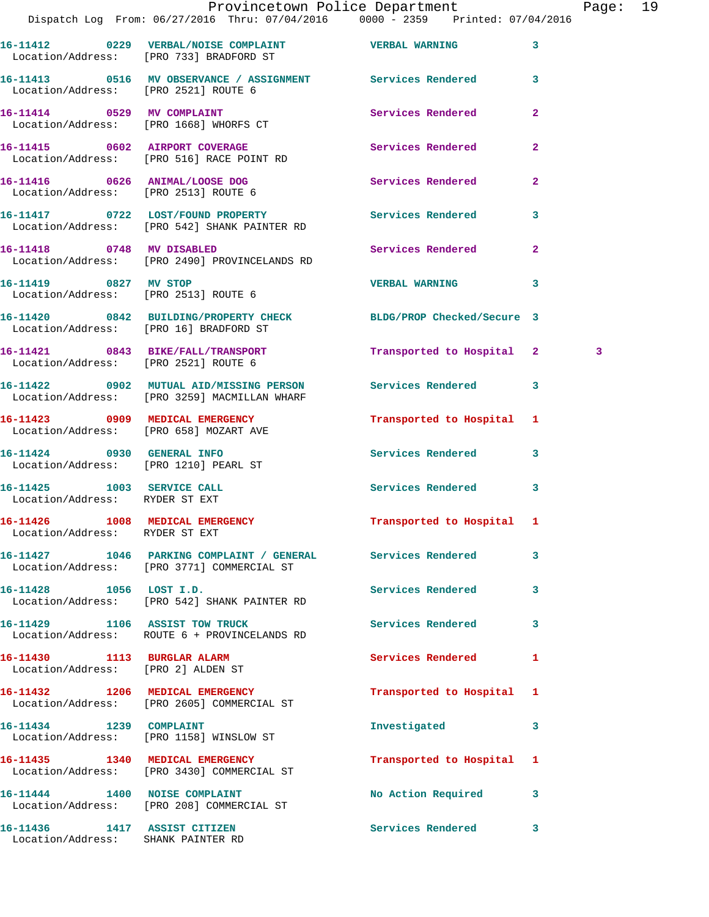16-11412 0229 VERBAL/NOISE COMPLAINT VERBAL WARNING 3
Location/Address: [PRO 733] BRADFORD ST

16-11413 0516 MV OBSERVANCE / ASSIGNMENT Services Rendered 3
Location/Address: [PRO 2521] ROUTE 6

16-11414 0529 MV COMPLAINT Services Rendered 2
Location/Address: [PRO 1668] WHORFS CT

16-11415 0602 AIRPORT COVERAGE Services Rendered 2
Location/Address: [PRO 516] RACE POINT RD

16-11416 0626 ANIMAL/LOOSE DOG Services Rendered 2
Location/Address: [PRO 2513] ROUTE 6

16-11417 0722 LOST/FOUND PROPERTY Services Rendered 3
Location/Address: [PRO 542] SHANK PAINTER RD

16-11418 0748 MV DISABLED Services Rendered 2
Location/Address: [PRO 2490] PROVINCELANDS RD

16-11419 0827 MV STOP VERBAL WARNING 3
Location/Address: [PRO 2513] ROUTE 6

16-11420 0842 BUILDING/PROPERTY CHECK BLDG/PROP Checked/Secure 3
Location/Address: [PRO 16] BRADFORD ST

16-11421 0843 BIKE/FALL/TRANSPORT Transported to Hospital 2 3
Location/Address: [PRO 2521] ROUTE 6

16-11422 0902 MUTUAL AID/MISSING PERSON Services Rendered 3
Location/Address: [PRO 3259] MACMILLAN WHARF

16-11423 0909 MEDICAL EMERGENCY Transported to Hospital 1
Location/Address: [PRO 658] MOZART AVE

16-11424 0930 GENERAL INFO Services Rendered 3
Location/Address: [PRO 1210] PEARL ST

16-11425 1003 SERVICE CALL Services Rendered 3
Location/Address: RYDER ST EXT

16-11426 1008 MEDICAL EMERGENCY Transported to Hospital 1
Location/Address: RYDER ST EXT

16-11427 1046 PARKING COMPLAINT / GENERAL Services Rendered 3
Location/Address: [PRO 3771] COMMERCIAL ST

16-11428 1056 LOST I.D. Services Rendered 3
Location/Address: [PRO 542] SHANK PAINTER RD

16-11429 1106 ASSIST TOW TRUCK Services Rendered 3
Location/Address: ROUTE 6 + PROVINCELANDS RD

16-11430 1113 BURGLAR ALARM Services Rendered 1
Location/Address: [PRO 2] ALDEN ST

16-11432 1206 MEDICAL EMERGENCY Transported to Hospital 1
Location/Address: [PRO 2605] COMMERCIAL ST

16-11434 1239 COMPLAINT Investigated 3
Location/Address: [PRO 1158] WINSLOW ST

16-11435 1340 MEDICAL EMERGENCY Transported to Hospital 1
Location/Address: [PRO 3430] COMMERCIAL ST

16-11444 1400 NOISE COMPLAINT No Action Required 3
Location/Address: [PRO 208] COMMERCIAL ST

16-11436 1417 ASSIST CITIZEN Services Rendered 3
Location/Address: SHANK PAINTER RD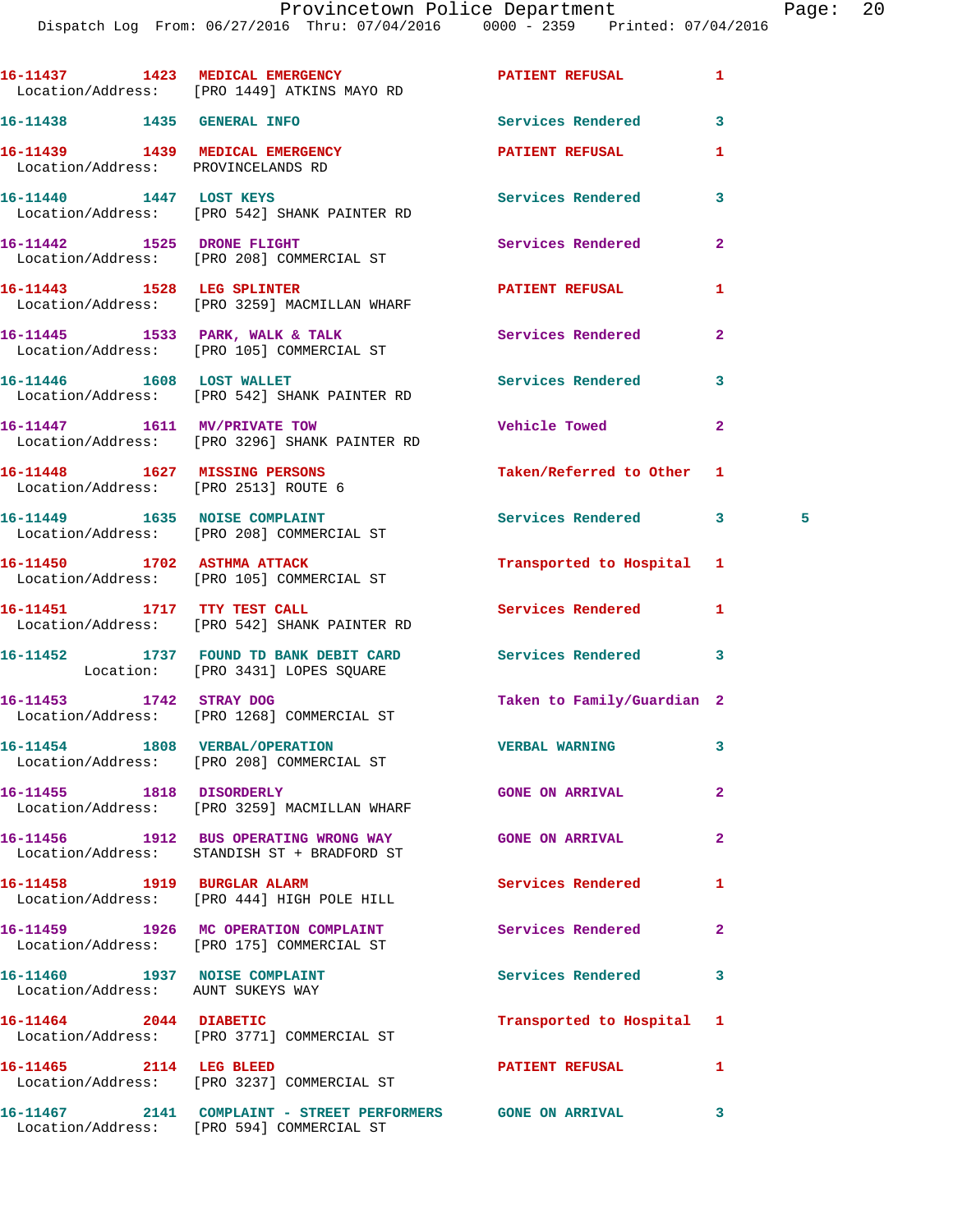16-11437 1423 MEDICAL EMERGENCY PATIENT REFUSAL 1
Location/Address: [PRO 1449] ATKINS MAYO RD

16-11438 1435 GENERAL INFO Services Rendered 3

16-11439 1439 MEDICAL EMERGENCY PATIENT REFUSAL 1
Location/Address: PROVINCELANDS RD

16-11440 1447 LOST KEYS Services Rendered 3
Location/Address: [PRO 542] SHANK PAINTER RD

16-11442 1525 DRONE FLIGHT Services Rendered 2
Location/Address: [PRO 208] COMMERCIAL ST

16-11443 1528 LEG SPLINTER PATIENT REFUSAL 1
Location/Address: [PRO 3259] MACMILLAN WHARF

16-11445 1533 PARK, WALK & TALK Services Rendered 2
Location/Address: [PRO 105] COMMERCIAL ST

16-11446 1608 LOST WALLET Services Rendered 3
Location/Address: [PRO 542] SHANK PAINTER RD

16-11447 1611 MV/PRIVATE TOW Vehicle Towed 2
Location/Address: [PRO 3296] SHANK PAINTER RD

16-11448 1627 MISSING PERSONS Taken/Referred to Other 1
Location/Address: [PRO 2513] ROUTE 6

16-11449 1635 NOISE COMPLAINT Services Rendered 3 5
Location/Address: [PRO 208] COMMERCIAL ST

16-11450 1702 ASTHMA ATTACK Transported to Hospital 1
Location/Address: [PRO 105] COMMERCIAL ST

16-11451 1717 TTY TEST CALL Services Rendered 1
Location/Address: [PRO 542] SHANK PAINTER RD

16-11452 1737 FOUND TD BANK DEBIT CARD Services Rendered 3
Location: [PRO 3431] LOPES SQUARE

16-11453 1742 STRAY DOG Taken to Family/Guardian 2
Location/Address: [PRO 1268] COMMERCIAL ST

16-11454 1808 VERBAL/OPERATION VERBAL WARNING 3
Location/Address: [PRO 208] COMMERCIAL ST

16-11455 1818 DISORDERLY GONE ON ARRIVAL 2
Location/Address: [PRO 3259] MACMILLAN WHARF

16-11456 1912 BUS OPERATING WRONG WAY GONE ON ARRIVAL 2
Location/Address: STANDISH ST + BRADFORD ST

16-11458 1919 BURGLAR ALARM Services Rendered 1
Location/Address: [PRO 444] HIGH POLE HILL

16-11459 1926 MC OPERATION COMPLAINT Services Rendered 2
Location/Address: [PRO 175] COMMERCIAL ST

16-11460 1937 NOISE COMPLAINT Services Rendered 3
Location/Address: AUNT SUKEYS WAY

16-11464 2044 DIABETIC Transported to Hospital 1
Location/Address: [PRO 3771] COMMERCIAL ST

16-11465 2114 LEG BLEED PATIENT REFUSAL 1
Location/Address: [PRO 3237] COMMERCIAL ST

16-11467 2141 COMPLAINT - STREET PERFORMERS GONE ON ARRIVAL 3
Location/Address: [PRO 594] COMMERCIAL ST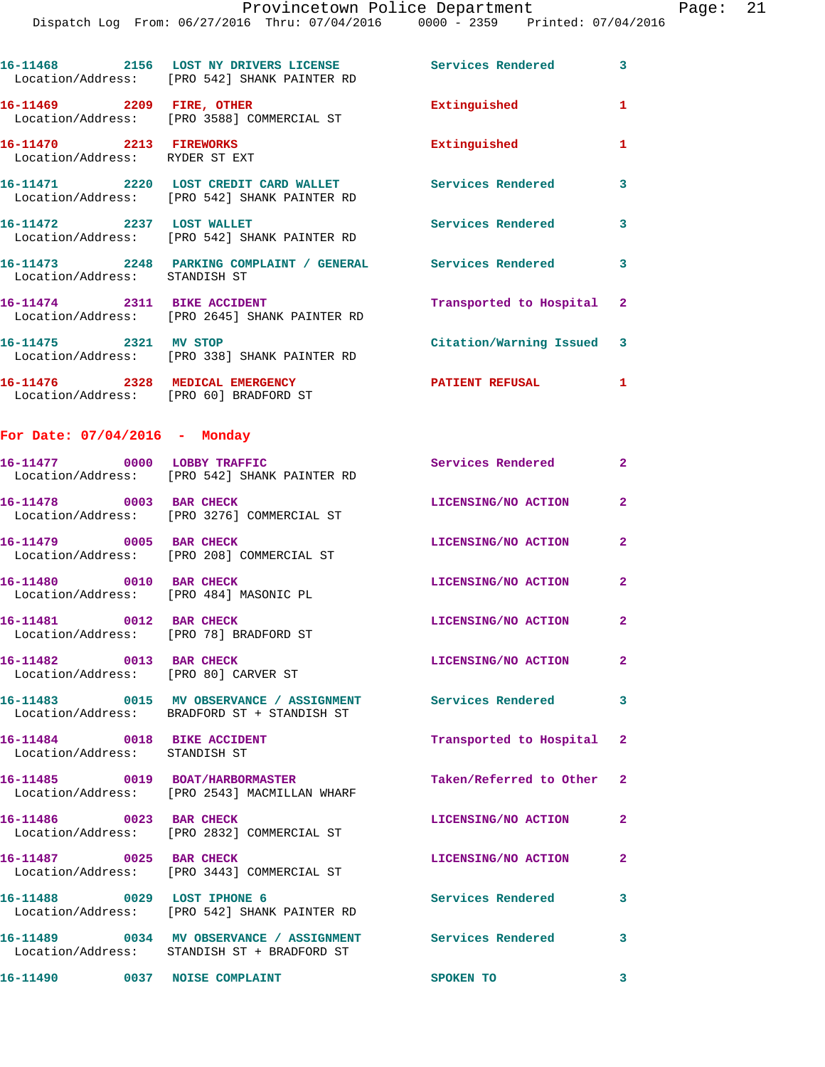16-11468 2156 LOST NY DRIVERS LICENSE Services Rendered 3
Location/Address: [PRO 542] SHANK PAINTER RD

16-11469 2209 FIRE, OTHER Extinguished 1
Location/Address: [PRO 3588] COMMERCIAL ST

16-11470 2213 FIREWORKS Extinguished 1
Location/Address: RYDER ST EXT

16-11471 2220 LOST CREDIT CARD WALLET Services Rendered 3
Location/Address: [PRO 542] SHANK PAINTER RD

16-11472 2237 LOST WALLET Services Rendered 3
Location/Address: [PRO 542] SHANK PAINTER RD

16-11473 2248 PARKING COMPLAINT / GENERAL Services Rendered 3
Location/Address: STANDISH ST

16-11474 2311 BIKE ACCIDENT Transported to Hospital 2
Location/Address: [PRO 2645] SHANK PAINTER RD

16-11475 2321 MV STOP Citation/Warning Issued 3
Location/Address: [PRO 338] SHANK PAINTER RD

16-11476 2328 MEDICAL EMERGENCY PATIENT REFUSAL 1
Location/Address: [PRO 60] BRADFORD ST

## For Date: 07/04/2016 - Monday

16-11477 0000 LOBBY TRAFFIC Services Rendered 2
Location/Address: [PRO 542] SHANK PAINTER RD

16-11478 0003 BAR CHECK LICENSING/NO ACTION 2
Location/Address: [PRO 3276] COMMERCIAL ST

16-11479 0005 BAR CHECK LICENSING/NO ACTION 2
Location/Address: [PRO 208] COMMERCIAL ST

16-11480 0010 BAR CHECK LICENSING/NO ACTION 2
Location/Address: [PRO 484] MASONIC PL

16-11481 0012 BAR CHECK LICENSING/NO ACTION 2
Location/Address: [PRO 78] BRADFORD ST

16-11482 0013 BAR CHECK LICENSING/NO ACTION 2
Location/Address: [PRO 80] CARVER ST

16-11483 0015 MV OBSERVANCE / ASSIGNMENT Services Rendered 3
Location/Address: BRADFORD ST + STANDISH ST

16-11484 0018 BIKE ACCIDENT Transported to Hospital 2
Location/Address: STANDISH ST

16-11485 0019 BOAT/HARBORMASTER Taken/Referred to Other 2
Location/Address: [PRO 2543] MACMILLAN WHARF

16-11486 0023 BAR CHECK LICENSING/NO ACTION 2
Location/Address: [PRO 2832] COMMERCIAL ST

16-11487 0025 BAR CHECK LICENSING/NO ACTION 2
Location/Address: [PRO 3443] COMMERCIAL ST

16-11488 0029 LOST IPHONE 6 Services Rendered 3
Location/Address: [PRO 542] SHANK PAINTER RD

16-11489 0034 MV OBSERVANCE / ASSIGNMENT Services Rendered 3
Location/Address: STANDISH ST + BRADFORD ST

16-11490 0037 NOISE COMPLAINT SPOKEN TO 3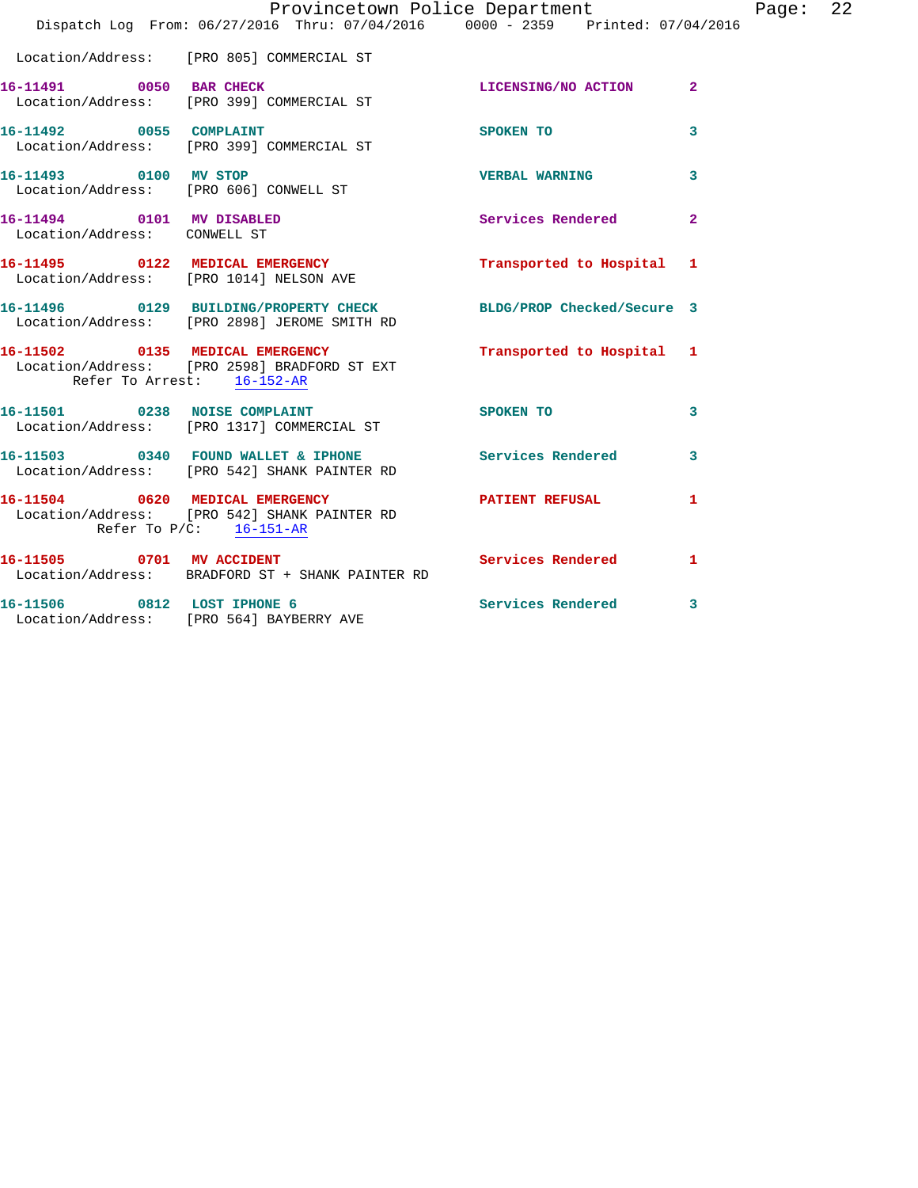Location/Address: [PRO 805] COMMERCIAL ST

**16-11491** 0050 **BAR CHECK** LICENSING/NO ACTION 2
Location/Address: [PRO 399] COMMERCIAL ST

**16-11492** 0055 **COMPLAINT** SPOKEN TO 3
Location/Address: [PRO 399] COMMERCIAL ST

**16-11493** 0100 **MV STOP** VERBAL WARNING 3
Location/Address: [PRO 606] CONWELL ST

**16-11494** 0101 **MV DISABLED** Services Rendered 2
Location/Address: CONWELL ST

**16-11495** 0122 **MEDICAL EMERGENCY** Transported to Hospital 1
Location/Address: [PRO 1014] NELSON AVE

**16-11496** 0129 **BUILDING/PROPERTY CHECK** BLDG/PROP Checked/Secure 3
Location/Address: [PRO 2898] JEROME SMITH RD

**16-11502** 0135 **MEDICAL EMERGENCY** Transported to Hospital 1
Location/Address: [PRO 2598] BRADFORD ST EXT
Refer To Arrest: 16-152-AR

**16-11501** 0238 **NOISE COMPLAINT** SPOKEN TO 3
Location/Address: [PRO 1317] COMMERCIAL ST

**16-11503** 0340 **FOUND WALLET & IPHONE** Services Rendered 3
Location/Address: [PRO 542] SHANK PAINTER RD

**16-11504** 0620 **MEDICAL EMERGENCY** PATIENT REFUSAL 1
Location/Address: [PRO 542] SHANK PAINTER RD
Refer To P/C: 16-151-AR

**16-11505** 0701 **MV ACCIDENT** Services Rendered 1
Location/Address: BRADFORD ST + SHANK PAINTER RD

**16-11506** 0812 **LOST IPHONE 6** Services Rendered 3
Location/Address: [PRO 564] BAYBERRY AVE